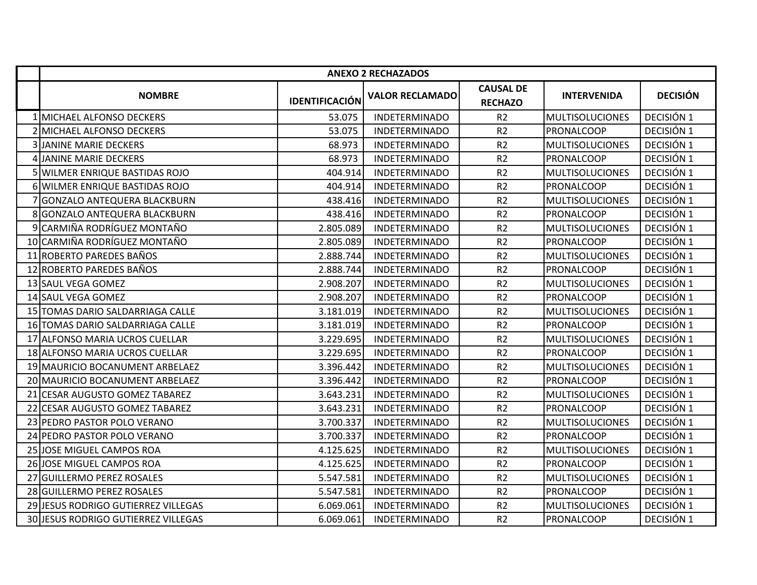| | ANEXO 2 RECHAZADOS | | | | | |
|---|---|---|---|---|---|---|
| | NOMBRE | IDENTIFICACIÓN | VALOR RECLAMADO | CAUSAL DE RECHAZO | INTERVENIDA | DECISIÓN |
| 1 | MICHAEL ALFONSO DECKERS | 53.075 | INDETERMINADO | R2 | MULTISOLUCIONES | DECISIÓN 1 |
| 2 | MICHAEL ALFONSO DECKERS | 53.075 | INDETERMINADO | R2 | PRONALCOOP | DECISIÓN 1 |
| 3 | JANINE MARIE DECKERS | 68.973 | INDETERMINADO | R2 | MULTISOLUCIONES | DECISIÓN 1 |
| 4 | JANINE MARIE DECKERS | 68.973 | INDETERMINADO | R2 | PRONALCOOP | DECISIÓN 1 |
| 5 | WILMER ENRIQUE BASTIDAS ROJO | 404.914 | INDETERMINADO | R2 | MULTISOLUCIONES | DECISIÓN 1 |
| 6 | WILMER ENRIQUE BASTIDAS ROJO | 404.914 | INDETERMINADO | R2 | PRONALCOOP | DECISIÓN 1 |
| 7 | GONZALO ANTEQUERA BLACKBURN | 438.416 | INDETERMINADO | R2 | MULTISOLUCIONES | DECISIÓN 1 |
| 8 | GONZALO ANTEQUERA BLACKBURN | 438.416 | INDETERMINADO | R2 | PRONALCOOP | DECISIÓN 1 |
| 9 | CARMIÑA RODRÍGUEZ MONTAÑO | 2.805.089 | INDETERMINADO | R2 | MULTISOLUCIONES | DECISIÓN 1 |
| 10 | CARMIÑA RODRÍGUEZ MONTAÑO | 2.805.089 | INDETERMINADO | R2 | PRONALCOOP | DECISIÓN 1 |
| 11 | ROBERTO PAREDES BAÑOS | 2.888.744 | INDETERMINADO | R2 | MULTISOLUCIONES | DECISIÓN 1 |
| 12 | ROBERTO PAREDES BAÑOS | 2.888.744 | INDETERMINADO | R2 | PRONALCOOP | DECISIÓN 1 |
| 13 | SAUL VEGA GOMEZ | 2.908.207 | INDETERMINADO | R2 | MULTISOLUCIONES | DECISIÓN 1 |
| 14 | SAUL VEGA GOMEZ | 2.908.207 | INDETERMINADO | R2 | PRONALCOOP | DECISIÓN 1 |
| 15 | TOMAS DARIO SALDARRIAGA CALLE | 3.181.019 | INDETERMINADO | R2 | MULTISOLUCIONES | DECISIÓN 1 |
| 16 | TOMAS DARIO SALDARRIAGA CALLE | 3.181.019 | INDETERMINADO | R2 | PRONALCOOP | DECISIÓN 1 |
| 17 | ALFONSO MARIA UCROS CUELLAR | 3.229.695 | INDETERMINADO | R2 | MULTISOLUCIONES | DECISIÓN 1 |
| 18 | ALFONSO MARIA UCROS CUELLAR | 3.229.695 | INDETERMINADO | R2 | PRONALCOOP | DECISIÓN 1 |
| 19 | MAURICIO BOCANUMENT ARBELAEZ | 3.396.442 | INDETERMINADO | R2 | MULTISOLUCIONES | DECISIÓN 1 |
| 20 | MAURICIO BOCANUMENT ARBELAEZ | 3.396.442 | INDETERMINADO | R2 | PRONALCOOP | DECISIÓN 1 |
| 21 | CESAR AUGUSTO GOMEZ TABAREZ | 3.643.231 | INDETERMINADO | R2 | MULTISOLUCIONES | DECISIÓN 1 |
| 22 | CESAR AUGUSTO GOMEZ TABAREZ | 3.643.231 | INDETERMINADO | R2 | PRONALCOOP | DECISIÓN 1 |
| 23 | PEDRO PASTOR POLO VERANO | 3.700.337 | INDETERMINADO | R2 | MULTISOLUCIONES | DECISIÓN 1 |
| 24 | PEDRO PASTOR POLO VERANO | 3.700.337 | INDETERMINADO | R2 | PRONALCOOP | DECISIÓN 1 |
| 25 | JOSE MIGUEL CAMPOS ROA | 4.125.625 | INDETERMINADO | R2 | MULTISOLUCIONES | DECISIÓN 1 |
| 26 | JOSE MIGUEL CAMPOS ROA | 4.125.625 | INDETERMINADO | R2 | PRONALCOOP | DECISIÓN 1 |
| 27 | GUILLERMO PEREZ ROSALES | 5.547.581 | INDETERMINADO | R2 | MULTISOLUCIONES | DECISIÓN 1 |
| 28 | GUILLERMO PEREZ ROSALES | 5.547.581 | INDETERMINADO | R2 | PRONALCOOP | DECISIÓN 1 |
| 29 | JESUS RODRIGO GUTIERREZ VILLEGAS | 6.069.061 | INDETERMINADO | R2 | MULTISOLUCIONES | DECISIÓN 1 |
| 30 | JESUS RODRIGO GUTIERREZ VILLEGAS | 6.069.061 | INDETERMINADO | R2 | PRONALCOOP | DECISIÓN 1 |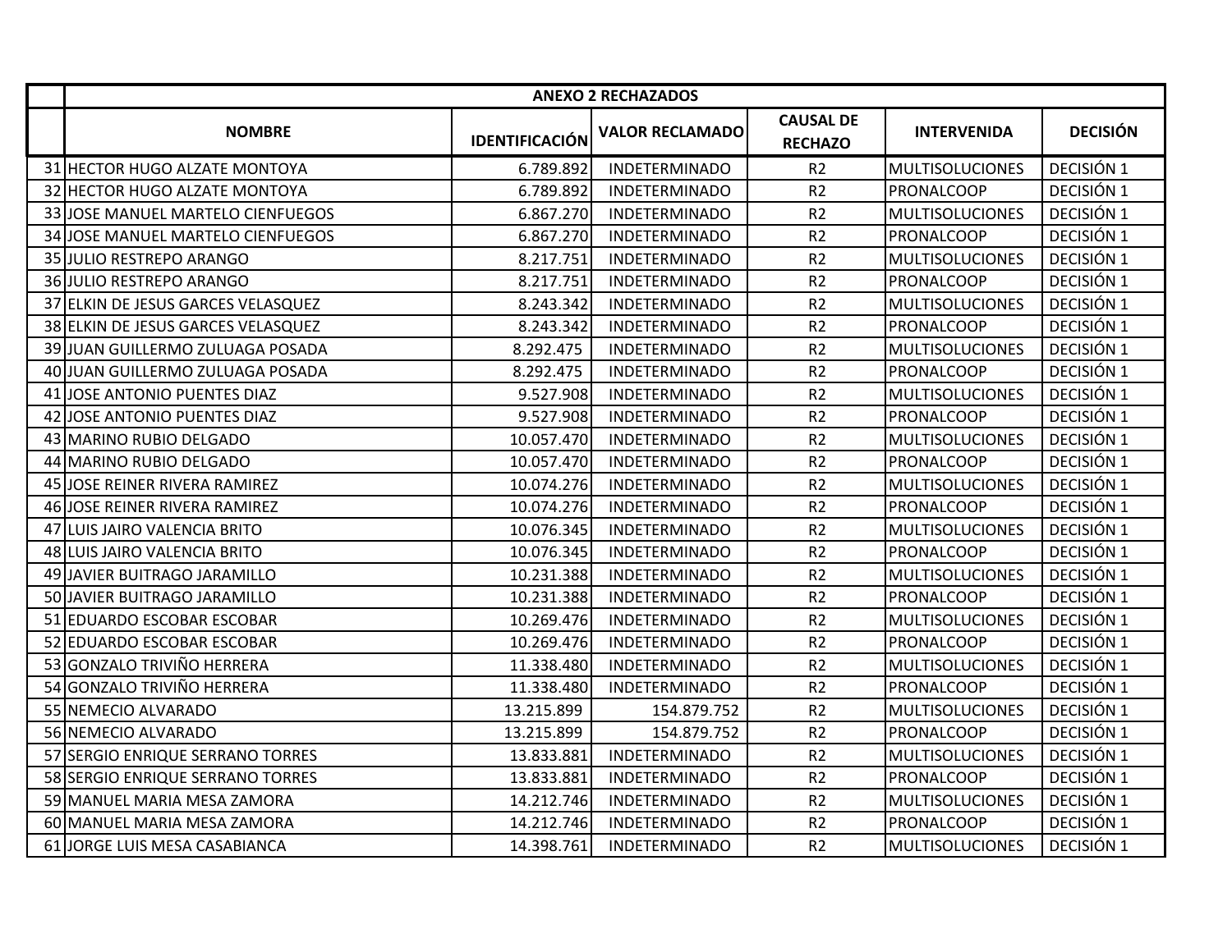| | ANEXO 2 RECHAZADOS | | | | | |
|---|---|---|---|---|---|---|
| | **NOMBRE** | **IDENTIFICACIÓN** | **VALOR RECLAMADO** | **CAUSAL DE RECHAZO** | **INTERVENIDA** | **DECISIÓN** |
| 31 | HECTOR HUGO ALZATE MONTOYA | 6.789.892 | INDETERMINADO | R2 | MULTISOLUCIONES | DECISIÓN 1 |
| 32 | HECTOR HUGO ALZATE MONTOYA | 6.789.892 | INDETERMINADO | R2 | PRONALCOOP | DECISIÓN 1 |
| 33 | JOSE MANUEL MARTELO CIENFUEGOS | 6.867.270 | INDETERMINADO | R2 | MULTISOLUCIONES | DECISIÓN 1 |
| 34 | JOSE MANUEL MARTELO CIENFUEGOS | 6.867.270 | INDETERMINADO | R2 | PRONALCOOP | DECISIÓN 1 |
| 35 | JULIO RESTREPO ARANGO | 8.217.751 | INDETERMINADO | R2 | MULTISOLUCIONES | DECISIÓN 1 |
| 36 | JULIO RESTREPO ARANGO | 8.217.751 | INDETERMINADO | R2 | PRONALCOOP | DECISIÓN 1 |
| 37 | ELKIN DE JESUS GARCES VELASQUEZ | 8.243.342 | INDETERMINADO | R2 | MULTISOLUCIONES | DECISIÓN 1 |
| 38 | ELKIN DE JESUS GARCES VELASQUEZ | 8.243.342 | INDETERMINADO | R2 | PRONALCOOP | DECISIÓN 1 |
| 39 | JUAN GUILLERMO ZULUAGA POSADA | 8.292.475 | INDETERMINADO | R2 | MULTISOLUCIONES | DECISIÓN 1 |
| 40 | JUAN GUILLERMO ZULUAGA POSADA | 8.292.475 | INDETERMINADO | R2 | PRONALCOOP | DECISIÓN 1 |
| 41 | JOSE ANTONIO PUENTES DIAZ | 9.527.908 | INDETERMINADO | R2 | MULTISOLUCIONES | DECISIÓN 1 |
| 42 | JOSE ANTONIO PUENTES DIAZ | 9.527.908 | INDETERMINADO | R2 | PRONALCOOP | DECISIÓN 1 |
| 43 | MARINO RUBIO DELGADO | 10.057.470 | INDETERMINADO | R2 | MULTISOLUCIONES | DECISIÓN 1 |
| 44 | MARINO RUBIO DELGADO | 10.057.470 | INDETERMINADO | R2 | PRONALCOOP | DECISIÓN 1 |
| 45 | JOSE REINER RIVERA RAMIREZ | 10.074.276 | INDETERMINADO | R2 | MULTISOLUCIONES | DECISIÓN 1 |
| 46 | JOSE REINER RIVERA RAMIREZ | 10.074.276 | INDETERMINADO | R2 | PRONALCOOP | DECISIÓN 1 |
| 47 | LUIS JAIRO VALENCIA BRITO | 10.076.345 | INDETERMINADO | R2 | MULTISOLUCIONES | DECISIÓN 1 |
| 48 | LUIS JAIRO VALENCIA BRITO | 10.076.345 | INDETERMINADO | R2 | PRONALCOOP | DECISIÓN 1 |
| 49 | JAVIER BUITRAGO JARAMILLO | 10.231.388 | INDETERMINADO | R2 | MULTISOLUCIONES | DECISIÓN 1 |
| 50 | JAVIER BUITRAGO JARAMILLO | 10.231.388 | INDETERMINADO | R2 | PRONALCOOP | DECISIÓN 1 |
| 51 | EDUARDO ESCOBAR ESCOBAR | 10.269.476 | INDETERMINADO | R2 | MULTISOLUCIONES | DECISIÓN 1 |
| 52 | EDUARDO ESCOBAR ESCOBAR | 10.269.476 | INDETERMINADO | R2 | PRONALCOOP | DECISIÓN 1 |
| 53 | GONZALO TRIVIÑO HERRERA | 11.338.480 | INDETERMINADO | R2 | MULTISOLUCIONES | DECISIÓN 1 |
| 54 | GONZALO TRIVIÑO HERRERA | 11.338.480 | INDETERMINADO | R2 | PRONALCOOP | DECISIÓN 1 |
| 55 | NEMECIO ALVARADO | 13.215.899 | 154.879.752 | R2 | MULTISOLUCIONES | DECISIÓN 1 |
| 56 | NEMECIO ALVARADO | 13.215.899 | 154.879.752 | R2 | PRONALCOOP | DECISIÓN 1 |
| 57 | SERGIO ENRIQUE SERRANO TORRES | 13.833.881 | INDETERMINADO | R2 | MULTISOLUCIONES | DECISIÓN 1 |
| 58 | SERGIO ENRIQUE SERRANO TORRES | 13.833.881 | INDETERMINADO | R2 | PRONALCOOP | DECISIÓN 1 |
| 59 | MANUEL MARIA MESA ZAMORA | 14.212.746 | INDETERMINADO | R2 | MULTISOLUCIONES | DECISIÓN 1 |
| 60 | MANUEL MARIA MESA ZAMORA | 14.212.746 | INDETERMINADO | R2 | PRONALCOOP | DECISIÓN 1 |
| 61 | JORGE LUIS MESA CASABIANCA | 14.398.761 | INDETERMINADO | R2 | MULTISOLUCIONES | DECISIÓN 1 |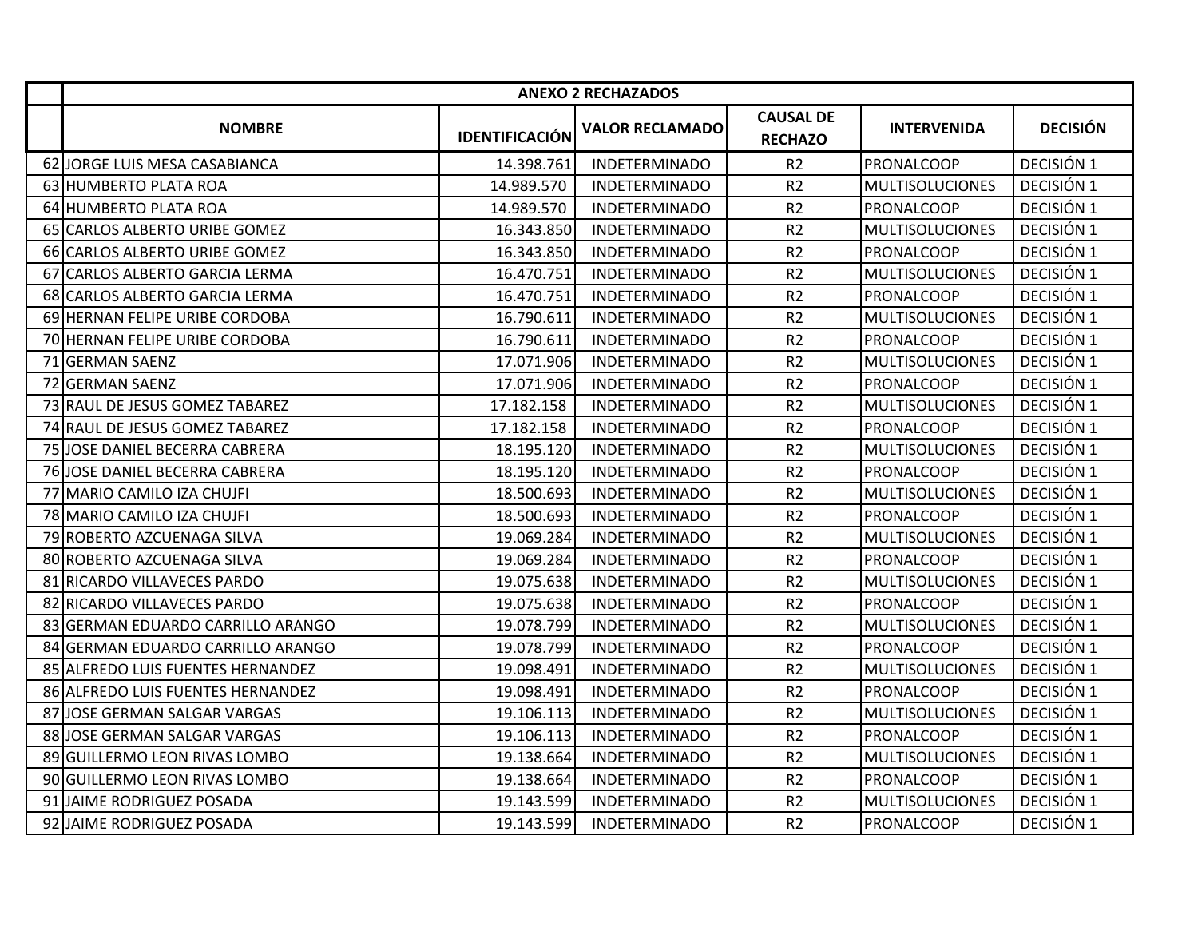| | ANEXO 2 RECHAZADOS | | | | | |
|---|---|---|---|---|---|---|
| | NOMBRE | IDENTIFICACIÓN | VALOR RECLAMADO | CAUSAL DE RECHAZO | INTERVENIDA | DECISIÓN |
| 62 | JORGE LUIS MESA CASABIANCA | 14.398.761 | INDETERMINADO | R2 | PRONALCOOP | DECISIÓN 1 |
| 63 | HUMBERTO PLATA ROA | 14.989.570 | INDETERMINADO | R2 | MULTISOLUCIONES | DECISIÓN 1 |
| 64 | HUMBERTO PLATA ROA | 14.989.570 | INDETERMINADO | R2 | PRONALCOOP | DECISIÓN 1 |
| 65 | CARLOS ALBERTO URIBE GOMEZ | 16.343.850 | INDETERMINADO | R2 | MULTISOLUCIONES | DECISIÓN 1 |
| 66 | CARLOS ALBERTO URIBE GOMEZ | 16.343.850 | INDETERMINADO | R2 | PRONALCOOP | DECISIÓN 1 |
| 67 | CARLOS ALBERTO GARCIA LERMA | 16.470.751 | INDETERMINADO | R2 | MULTISOLUCIONES | DECISIÓN 1 |
| 68 | CARLOS ALBERTO GARCIA LERMA | 16.470.751 | INDETERMINADO | R2 | PRONALCOOP | DECISIÓN 1 |
| 69 | HERNAN FELIPE URIBE CORDOBA | 16.790.611 | INDETERMINADO | R2 | MULTISOLUCIONES | DECISIÓN 1 |
| 70 | HERNAN FELIPE URIBE CORDOBA | 16.790.611 | INDETERMINADO | R2 | PRONALCOOP | DECISIÓN 1 |
| 71 | GERMAN SAENZ | 17.071.906 | INDETERMINADO | R2 | MULTISOLUCIONES | DECISIÓN 1 |
| 72 | GERMAN SAENZ | 17.071.906 | INDETERMINADO | R2 | PRONALCOOP | DECISIÓN 1 |
| 73 | RAUL DE JESUS GOMEZ TABAREZ | 17.182.158 | INDETERMINADO | R2 | MULTISOLUCIONES | DECISIÓN 1 |
| 74 | RAUL DE JESUS GOMEZ TABAREZ | 17.182.158 | INDETERMINADO | R2 | PRONALCOOP | DECISIÓN 1 |
| 75 | JOSE DANIEL BECERRA CABRERA | 18.195.120 | INDETERMINADO | R2 | MULTISOLUCIONES | DECISIÓN 1 |
| 76 | JOSE DANIEL BECERRA CABRERA | 18.195.120 | INDETERMINADO | R2 | PRONALCOOP | DECISIÓN 1 |
| 77 | MARIO CAMILO IZA CHUJFI | 18.500.693 | INDETERMINADO | R2 | MULTISOLUCIONES | DECISIÓN 1 |
| 78 | MARIO CAMILO IZA CHUJFI | 18.500.693 | INDETERMINADO | R2 | PRONALCOOP | DECISIÓN 1 |
| 79 | ROBERTO AZCUENAGA SILVA | 19.069.284 | INDETERMINADO | R2 | MULTISOLUCIONES | DECISIÓN 1 |
| 80 | ROBERTO AZCUENAGA SILVA | 19.069.284 | INDETERMINADO | R2 | PRONALCOOP | DECISIÓN 1 |
| 81 | RICARDO VILLAVECES PARDO | 19.075.638 | INDETERMINADO | R2 | MULTISOLUCIONES | DECISIÓN 1 |
| 82 | RICARDO VILLAVECES PARDO | 19.075.638 | INDETERMINADO | R2 | PRONALCOOP | DECISIÓN 1 |
| 83 | GERMAN EDUARDO CARRILLO ARANGO | 19.078.799 | INDETERMINADO | R2 | MULTISOLUCIONES | DECISIÓN 1 |
| 84 | GERMAN EDUARDO CARRILLO ARANGO | 19.078.799 | INDETERMINADO | R2 | PRONALCOOP | DECISIÓN 1 |
| 85 | ALFREDO LUIS FUENTES HERNANDEZ | 19.098.491 | INDETERMINADO | R2 | MULTISOLUCIONES | DECISIÓN 1 |
| 86 | ALFREDO LUIS FUENTES HERNANDEZ | 19.098.491 | INDETERMINADO | R2 | PRONALCOOP | DECISIÓN 1 |
| 87 | JOSE GERMAN SALGAR VARGAS | 19.106.113 | INDETERMINADO | R2 | MULTISOLUCIONES | DECISIÓN 1 |
| 88 | JOSE GERMAN SALGAR VARGAS | 19.106.113 | INDETERMINADO | R2 | PRONALCOOP | DECISIÓN 1 |
| 89 | GUILLERMO LEON RIVAS LOMBO | 19.138.664 | INDETERMINADO | R2 | MULTISOLUCIONES | DECISIÓN 1 |
| 90 | GUILLERMO LEON RIVAS LOMBO | 19.138.664 | INDETERMINADO | R2 | PRONALCOOP | DECISIÓN 1 |
| 91 | JAIME RODRIGUEZ POSADA | 19.143.599 | INDETERMINADO | R2 | MULTISOLUCIONES | DECISIÓN 1 |
| 92 | JAIME RODRIGUEZ POSADA | 19.143.599 | INDETERMINADO | R2 | PRONALCOOP | DECISIÓN 1 |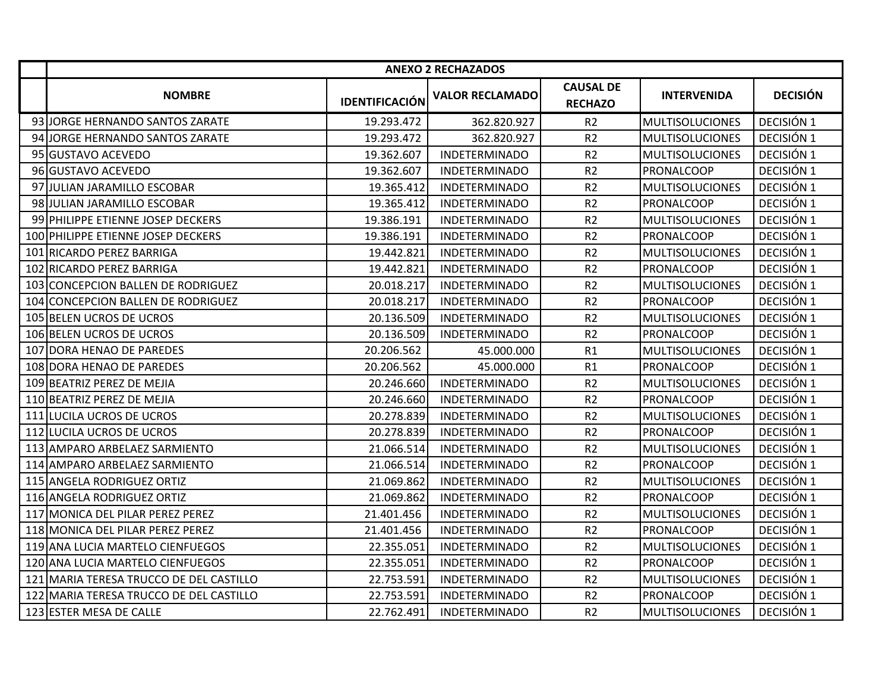| | ANEXO 2 RECHAZADOS | | | | | |
|---|---|---|---|---|---|---|
| | NOMBRE | IDENTIFICACIÓN | VALOR RECLAMADO | CAUSAL DE RECHAZO | INTERVENIDA | DECISIÓN |
| 93 | JORGE HERNANDO SANTOS ZARATE | 19.293.472 | 362.820.927 | R2 | MULTISOLUCIONES | DECISIÓN 1 |
| 94 | JORGE HERNANDO SANTOS ZARATE | 19.293.472 | 362.820.927 | R2 | MULTISOLUCIONES | DECISIÓN 1 |
| 95 | GUSTAVO ACEVEDO | 19.362.607 | INDETERMINADO | R2 | MULTISOLUCIONES | DECISIÓN 1 |
| 96 | GUSTAVO ACEVEDO | 19.362.607 | INDETERMINADO | R2 | PRONALCOOP | DECISIÓN 1 |
| 97 | JULIAN JARAMILLO ESCOBAR | 19.365.412 | INDETERMINADO | R2 | MULTISOLUCIONES | DECISIÓN 1 |
| 98 | JULIAN JARAMILLO ESCOBAR | 19.365.412 | INDETERMINADO | R2 | PRONALCOOP | DECISIÓN 1 |
| 99 | PHILIPPE ETIENNE JOSEP DECKERS | 19.386.191 | INDETERMINADO | R2 | MULTISOLUCIONES | DECISIÓN 1 |
| 100 | PHILIPPE ETIENNE JOSEP DECKERS | 19.386.191 | INDETERMINADO | R2 | PRONALCOOP | DECISIÓN 1 |
| 101 | RICARDO PEREZ BARRIGA | 19.442.821 | INDETERMINADO | R2 | MULTISOLUCIONES | DECISIÓN 1 |
| 102 | RICARDO PEREZ BARRIGA | 19.442.821 | INDETERMINADO | R2 | PRONALCOOP | DECISIÓN 1 |
| 103 | CONCEPCION BALLEN DE RODRIGUEZ | 20.018.217 | INDETERMINADO | R2 | MULTISOLUCIONES | DECISIÓN 1 |
| 104 | CONCEPCION BALLEN DE RODRIGUEZ | 20.018.217 | INDETERMINADO | R2 | PRONALCOOP | DECISIÓN 1 |
| 105 | BELEN UCROS DE UCROS | 20.136.509 | INDETERMINADO | R2 | MULTISOLUCIONES | DECISIÓN 1 |
| 106 | BELEN UCROS DE UCROS | 20.136.509 | INDETERMINADO | R2 | PRONALCOOP | DECISIÓN 1 |
| 107 | DORA HENAO DE PAREDES | 20.206.562 | 45.000.000 | R1 | MULTISOLUCIONES | DECISIÓN 1 |
| 108 | DORA HENAO DE PAREDES | 20.206.562 | 45.000.000 | R1 | PRONALCOOP | DECISIÓN 1 |
| 109 | BEATRIZ PEREZ DE MEJIA | 20.246.660 | INDETERMINADO | R2 | MULTISOLUCIONES | DECISIÓN 1 |
| 110 | BEATRIZ PEREZ DE MEJIA | 20.246.660 | INDETERMINADO | R2 | PRONALCOOP | DECISIÓN 1 |
| 111 | LUCILA UCROS DE UCROS | 20.278.839 | INDETERMINADO | R2 | MULTISOLUCIONES | DECISIÓN 1 |
| 112 | LUCILA UCROS DE UCROS | 20.278.839 | INDETERMINADO | R2 | PRONALCOOP | DECISIÓN 1 |
| 113 | AMPARO ARBELAEZ SARMIENTO | 21.066.514 | INDETERMINADO | R2 | MULTISOLUCIONES | DECISIÓN 1 |
| 114 | AMPARO ARBELAEZ SARMIENTO | 21.066.514 | INDETERMINADO | R2 | PRONALCOOP | DECISIÓN 1 |
| 115 | ANGELA RODRIGUEZ ORTIZ | 21.069.862 | INDETERMINADO | R2 | MULTISOLUCIONES | DECISIÓN 1 |
| 116 | ANGELA RODRIGUEZ ORTIZ | 21.069.862 | INDETERMINADO | R2 | PRONALCOOP | DECISIÓN 1 |
| 117 | MONICA DEL PILAR PEREZ PEREZ | 21.401.456 | INDETERMINADO | R2 | MULTISOLUCIONES | DECISIÓN 1 |
| 118 | MONICA DEL PILAR PEREZ PEREZ | 21.401.456 | INDETERMINADO | R2 | PRONALCOOP | DECISIÓN 1 |
| 119 | ANA LUCIA MARTELO CIENFUEGOS | 22.355.051 | INDETERMINADO | R2 | MULTISOLUCIONES | DECISIÓN 1 |
| 120 | ANA LUCIA MARTELO CIENFUEGOS | 22.355.051 | INDETERMINADO | R2 | PRONALCOOP | DECISIÓN 1 |
| 121 | MARIA TERESA TRUCCO DE DEL CASTILLO | 22.753.591 | INDETERMINADO | R2 | MULTISOLUCIONES | DECISIÓN 1 |
| 122 | MARIA TERESA TRUCCO DE DEL CASTILLO | 22.753.591 | INDETERMINADO | R2 | PRONALCOOP | DECISIÓN 1 |
| 123 | ESTER MESA DE CALLE | 22.762.491 | INDETERMINADO | R2 | MULTISOLUCIONES | DECISIÓN 1 |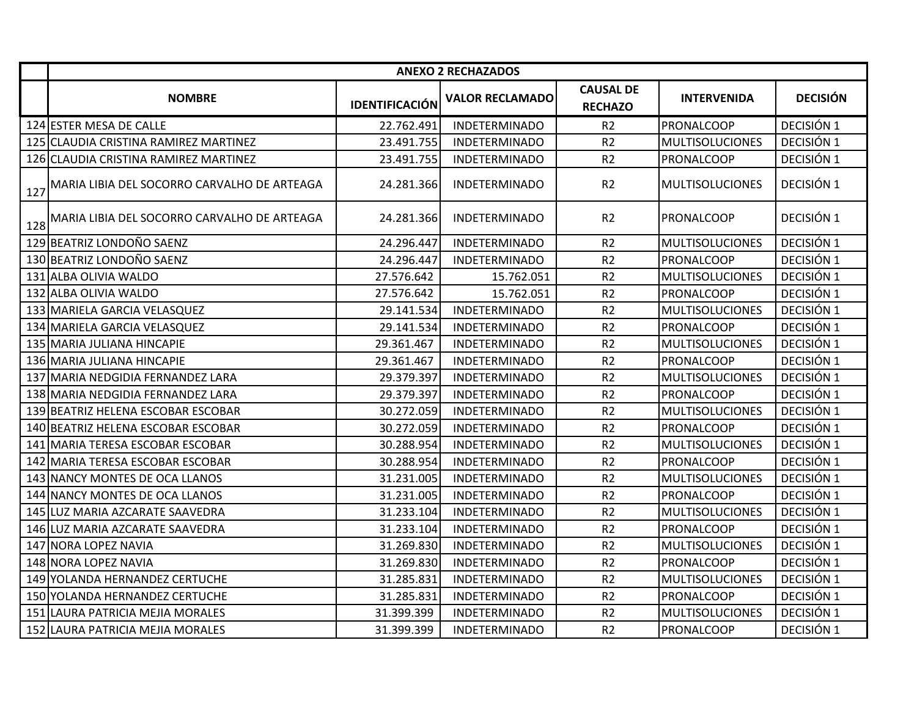| | ANEXO 2 RECHAZADOS | | | | | |
|---|---|---|---|---|---|---|
| | NOMBRE | IDENTIFICACIÓN | VALOR RECLAMADO | CAUSAL DE RECHAZO | INTERVENIDA | DECISIÓN |
| 124 | ESTER MESA DE CALLE | 22.762.491 | INDETERMINADO | R2 | PRONALCOOP | DECISIÓN 1 |
| 125 | CLAUDIA CRISTINA RAMIREZ MARTINEZ | 23.491.755 | INDETERMINADO | R2 | MULTISOLUCIONES | DECISIÓN 1 |
| 126 | CLAUDIA CRISTINA RAMIREZ MARTINEZ | 23.491.755 | INDETERMINADO | R2 | PRONALCOOP | DECISIÓN 1 |
| 127 | MARIA LIBIA DEL SOCORRO CARVALHO DE ARTEAGA | 24.281.366 | INDETERMINADO | R2 | MULTISOLUCIONES | DECISIÓN 1 |
| 128 | MARIA LIBIA DEL SOCORRO CARVALHO DE ARTEAGA | 24.281.366 | INDETERMINADO | R2 | PRONALCOOP | DECISIÓN 1 |
| 129 | BEATRIZ LONDOÑO SAENZ | 24.296.447 | INDETERMINADO | R2 | MULTISOLUCIONES | DECISIÓN 1 |
| 130 | BEATRIZ LONDOÑO SAENZ | 24.296.447 | INDETERMINADO | R2 | PRONALCOOP | DECISIÓN 1 |
| 131 | ALBA OLIVIA WALDO | 27.576.642 | 15.762.051 | R2 | MULTISOLUCIONES | DECISIÓN 1 |
| 132 | ALBA OLIVIA WALDO | 27.576.642 | 15.762.051 | R2 | PRONALCOOP | DECISIÓN 1 |
| 133 | MARIELA GARCIA VELASQUEZ | 29.141.534 | INDETERMINADO | R2 | MULTISOLUCIONES | DECISIÓN 1 |
| 134 | MARIELA GARCIA VELASQUEZ | 29.141.534 | INDETERMINADO | R2 | PRONALCOOP | DECISIÓN 1 |
| 135 | MARIA JULIANA HINCAPIE | 29.361.467 | INDETERMINADO | R2 | MULTISOLUCIONES | DECISIÓN 1 |
| 136 | MARIA JULIANA HINCAPIE | 29.361.467 | INDETERMINADO | R2 | PRONALCOOP | DECISIÓN 1 |
| 137 | MARIA NEDGIDIA FERNANDEZ LARA | 29.379.397 | INDETERMINADO | R2 | MULTISOLUCIONES | DECISIÓN 1 |
| 138 | MARIA NEDGIDIA FERNANDEZ LARA | 29.379.397 | INDETERMINADO | R2 | PRONALCOOP | DECISIÓN 1 |
| 139 | BEATRIZ HELENA ESCOBAR ESCOBAR | 30.272.059 | INDETERMINADO | R2 | MULTISOLUCIONES | DECISIÓN 1 |
| 140 | BEATRIZ HELENA ESCOBAR ESCOBAR | 30.272.059 | INDETERMINADO | R2 | PRONALCOOP | DECISIÓN 1 |
| 141 | MARIA TERESA ESCOBAR ESCOBAR | 30.288.954 | INDETERMINADO | R2 | MULTISOLUCIONES | DECISIÓN 1 |
| 142 | MARIA TERESA ESCOBAR ESCOBAR | 30.288.954 | INDETERMINADO | R2 | PRONALCOOP | DECISIÓN 1 |
| 143 | NANCY MONTES DE OCA LLANOS | 31.231.005 | INDETERMINADO | R2 | MULTISOLUCIONES | DECISIÓN 1 |
| 144 | NANCY MONTES DE OCA LLANOS | 31.231.005 | INDETERMINADO | R2 | PRONALCOOP | DECISIÓN 1 |
| 145 | LUZ MARIA AZCARATE SAAVEDRA | 31.233.104 | INDETERMINADO | R2 | MULTISOLUCIONES | DECISIÓN 1 |
| 146 | LUZ MARIA AZCARATE SAAVEDRA | 31.233.104 | INDETERMINADO | R2 | PRONALCOOP | DECISIÓN 1 |
| 147 | NORA LOPEZ NAVIA | 31.269.830 | INDETERMINADO | R2 | MULTISOLUCIONES | DECISIÓN 1 |
| 148 | NORA LOPEZ NAVIA | 31.269.830 | INDETERMINADO | R2 | PRONALCOOP | DECISIÓN 1 |
| 149 | YOLANDA HERNANDEZ CERTUCHE | 31.285.831 | INDETERMINADO | R2 | MULTISOLUCIONES | DECISIÓN 1 |
| 150 | YOLANDA HERNANDEZ CERTUCHE | 31.285.831 | INDETERMINADO | R2 | PRONALCOOP | DECISIÓN 1 |
| 151 | LAURA PATRICIA MEJIA MORALES | 31.399.399 | INDETERMINADO | R2 | MULTISOLUCIONES | DECISIÓN 1 |
| 152 | LAURA PATRICIA MEJIA MORALES | 31.399.399 | INDETERMINADO | R2 | PRONALCOOP | DECISIÓN 1 |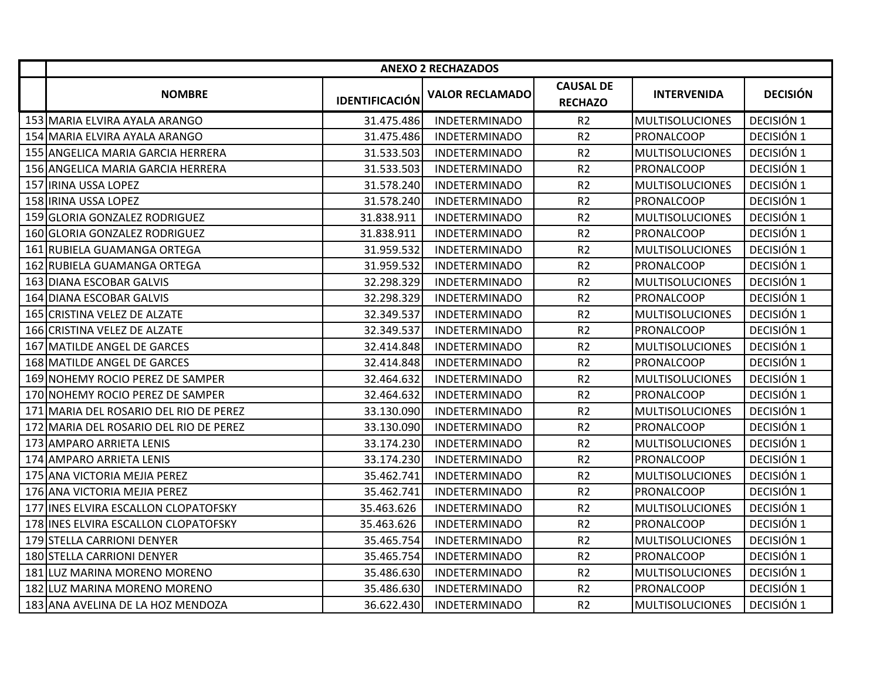| | ANEXO 2 RECHAZADOS | | | | | |
|---|---|---|---|---|---|---|
| | NOMBRE | IDENTIFICACIÓN | VALOR RECLAMADO | CAUSAL DE RECHAZO | INTERVENIDA | DECISIÓN |
| 153 | MARIA ELVIRA AYALA ARANGO | 31.475.486 | INDETERMINADO | R2 | MULTISOLUCIONES | DECISIÓN 1 |
| 154 | MARIA ELVIRA AYALA ARANGO | 31.475.486 | INDETERMINADO | R2 | PRONALCOOP | DECISIÓN 1 |
| 155 | ANGELICA MARIA GARCIA HERRERA | 31.533.503 | INDETERMINADO | R2 | MULTISOLUCIONES | DECISIÓN 1 |
| 156 | ANGELICA MARIA GARCIA HERRERA | 31.533.503 | INDETERMINADO | R2 | PRONALCOOP | DECISIÓN 1 |
| 157 | IRINA USSA LOPEZ | 31.578.240 | INDETERMINADO | R2 | MULTISOLUCIONES | DECISIÓN 1 |
| 158 | IRINA USSA LOPEZ | 31.578.240 | INDETERMINADO | R2 | PRONALCOOP | DECISIÓN 1 |
| 159 | GLORIA GONZALEZ RODRIGUEZ | 31.838.911 | INDETERMINADO | R2 | MULTISOLUCIONES | DECISIÓN 1 |
| 160 | GLORIA GONZALEZ RODRIGUEZ | 31.838.911 | INDETERMINADO | R2 | PRONALCOOP | DECISIÓN 1 |
| 161 | RUBIELA GUAMANGA ORTEGA | 31.959.532 | INDETERMINADO | R2 | MULTISOLUCIONES | DECISIÓN 1 |
| 162 | RUBIELA GUAMANGA ORTEGA | 31.959.532 | INDETERMINADO | R2 | PRONALCOOP | DECISIÓN 1 |
| 163 | DIANA ESCOBAR GALVIS | 32.298.329 | INDETERMINADO | R2 | MULTISOLUCIONES | DECISIÓN 1 |
| 164 | DIANA ESCOBAR GALVIS | 32.298.329 | INDETERMINADO | R2 | PRONALCOOP | DECISIÓN 1 |
| 165 | CRISTINA VELEZ DE ALZATE | 32.349.537 | INDETERMINADO | R2 | MULTISOLUCIONES | DECISIÓN 1 |
| 166 | CRISTINA VELEZ DE ALZATE | 32.349.537 | INDETERMINADO | R2 | PRONALCOOP | DECISIÓN 1 |
| 167 | MATILDE ANGEL DE GARCES | 32.414.848 | INDETERMINADO | R2 | MULTISOLUCIONES | DECISIÓN 1 |
| 168 | MATILDE ANGEL DE GARCES | 32.414.848 | INDETERMINADO | R2 | PRONALCOOP | DECISIÓN 1 |
| 169 | NOHEMY ROCIO PEREZ DE SAMPER | 32.464.632 | INDETERMINADO | R2 | MULTISOLUCIONES | DECISIÓN 1 |
| 170 | NOHEMY ROCIO PEREZ DE SAMPER | 32.464.632 | INDETERMINADO | R2 | PRONALCOOP | DECISIÓN 1 |
| 171 | MARIA DEL ROSARIO DEL RIO DE PEREZ | 33.130.090 | INDETERMINADO | R2 | MULTISOLUCIONES | DECISIÓN 1 |
| 172 | MARIA DEL ROSARIO DEL RIO DE PEREZ | 33.130.090 | INDETERMINADO | R2 | PRONALCOOP | DECISIÓN 1 |
| 173 | AMPARO ARRIETA LENIS | 33.174.230 | INDETERMINADO | R2 | MULTISOLUCIONES | DECISIÓN 1 |
| 174 | AMPARO ARRIETA LENIS | 33.174.230 | INDETERMINADO | R2 | PRONALCOOP | DECISIÓN 1 |
| 175 | ANA VICTORIA MEJIA PEREZ | 35.462.741 | INDETERMINADO | R2 | MULTISOLUCIONES | DECISIÓN 1 |
| 176 | ANA VICTORIA MEJIA PEREZ | 35.462.741 | INDETERMINADO | R2 | PRONALCOOP | DECISIÓN 1 |
| 177 | INES ELVIRA ESCALLON CLOPATOFSKY | 35.463.626 | INDETERMINADO | R2 | MULTISOLUCIONES | DECISIÓN 1 |
| 178 | INES ELVIRA ESCALLON CLOPATOFSKY | 35.463.626 | INDETERMINADO | R2 | PRONALCOOP | DECISIÓN 1 |
| 179 | STELLA CARRIONI DENYER | 35.465.754 | INDETERMINADO | R2 | MULTISOLUCIONES | DECISIÓN 1 |
| 180 | STELLA CARRIONI DENYER | 35.465.754 | INDETERMINADO | R2 | PRONALCOOP | DECISIÓN 1 |
| 181 | LUZ MARINA MORENO MORENO | 35.486.630 | INDETERMINADO | R2 | MULTISOLUCIONES | DECISIÓN 1 |
| 182 | LUZ MARINA MORENO MORENO | 35.486.630 | INDETERMINADO | R2 | PRONALCOOP | DECISIÓN 1 |
| 183 | ANA AVELINA DE LA HOZ MENDOZA | 36.622.430 | INDETERMINADO | R2 | MULTISOLUCIONES | DECISIÓN 1 |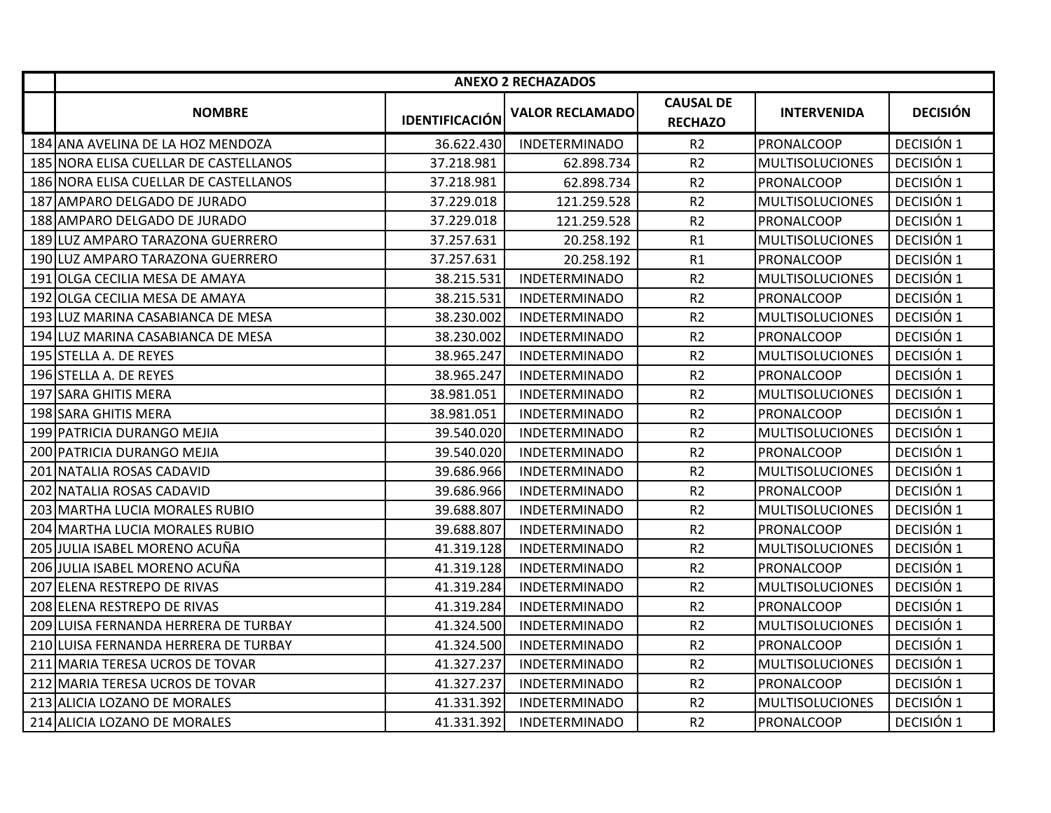| | ANEXO 2 RECHAZADOS | | | | | |
|---|---|---|---|---|---|---|
| | NOMBRE | IDENTIFICACIÓN | VALOR RECLAMADO | CAUSAL DE RECHAZO | INTERVENIDA | DECISIÓN |
| 184 | ANA AVELINA DE LA HOZ MENDOZA | 36.622.430 | INDETERMINADO | R2 | PRONALCOOP | DECISIÓN 1 |
| 185 | NORA ELISA CUELLAR DE CASTELLANOS | 37.218.981 | 62.898.734 | R2 | MULTISOLUCIONES | DECISIÓN 1 |
| 186 | NORA ELISA CUELLAR DE CASTELLANOS | 37.218.981 | 62.898.734 | R2 | PRONALCOOP | DECISIÓN 1 |
| 187 | AMPARO DELGADO DE JURADO | 37.229.018 | 121.259.528 | R2 | MULTISOLUCIONES | DECISIÓN 1 |
| 188 | AMPARO DELGADO DE JURADO | 37.229.018 | 121.259.528 | R2 | PRONALCOOP | DECISIÓN 1 |
| 189 | LUZ AMPARO TARAZONA GUERRERO | 37.257.631 | 20.258.192 | R1 | MULTISOLUCIONES | DECISIÓN 1 |
| 190 | LUZ AMPARO TARAZONA GUERRERO | 37.257.631 | 20.258.192 | R1 | PRONALCOOP | DECISIÓN 1 |
| 191 | OLGA CECILIA MESA DE AMAYA | 38.215.531 | INDETERMINADO | R2 | MULTISOLUCIONES | DECISIÓN 1 |
| 192 | OLGA CECILIA MESA DE AMAYA | 38.215.531 | INDETERMINADO | R2 | PRONALCOOP | DECISIÓN 1 |
| 193 | LUZ MARINA CASABIANCA DE MESA | 38.230.002 | INDETERMINADO | R2 | MULTISOLUCIONES | DECISIÓN 1 |
| 194 | LUZ MARINA CASABIANCA DE MESA | 38.230.002 | INDETERMINADO | R2 | PRONALCOOP | DECISIÓN 1 |
| 195 | STELLA A. DE REYES | 38.965.247 | INDETERMINADO | R2 | MULTISOLUCIONES | DECISIÓN 1 |
| 196 | STELLA A. DE REYES | 38.965.247 | INDETERMINADO | R2 | PRONALCOOP | DECISIÓN 1 |
| 197 | SARA GHITIS MERA | 38.981.051 | INDETERMINADO | R2 | MULTISOLUCIONES | DECISIÓN 1 |
| 198 | SARA GHITIS MERA | 38.981.051 | INDETERMINADO | R2 | PRONALCOOP | DECISIÓN 1 |
| 199 | PATRICIA DURANGO MEJIA | 39.540.020 | INDETERMINADO | R2 | MULTISOLUCIONES | DECISIÓN 1 |
| 200 | PATRICIA DURANGO MEJIA | 39.540.020 | INDETERMINADO | R2 | PRONALCOOP | DECISIÓN 1 |
| 201 | NATALIA ROSAS CADAVID | 39.686.966 | INDETERMINADO | R2 | MULTISOLUCIONES | DECISIÓN 1 |
| 202 | NATALIA ROSAS CADAVID | 39.686.966 | INDETERMINADO | R2 | PRONALCOOP | DECISIÓN 1 |
| 203 | MARTHA LUCIA MORALES RUBIO | 39.688.807 | INDETERMINADO | R2 | MULTISOLUCIONES | DECISIÓN 1 |
| 204 | MARTHA LUCIA MORALES RUBIO | 39.688.807 | INDETERMINADO | R2 | PRONALCOOP | DECISIÓN 1 |
| 205 | JULIA ISABEL MORENO ACUÑA | 41.319.128 | INDETERMINADO | R2 | MULTISOLUCIONES | DECISIÓN 1 |
| 206 | JULIA ISABEL MORENO ACUÑA | 41.319.128 | INDETERMINADO | R2 | PRONALCOOP | DECISIÓN 1 |
| 207 | ELENA RESTREPO DE RIVAS | 41.319.284 | INDETERMINADO | R2 | MULTISOLUCIONES | DECISIÓN 1 |
| 208 | ELENA RESTREPO DE RIVAS | 41.319.284 | INDETERMINADO | R2 | PRONALCOOP | DECISIÓN 1 |
| 209 | LUISA FERNANDA HERRERA DE TURBAY | 41.324.500 | INDETERMINADO | R2 | MULTISOLUCIONES | DECISIÓN 1 |
| 210 | LUISA FERNANDA HERRERA DE TURBAY | 41.324.500 | INDETERMINADO | R2 | PRONALCOOP | DECISIÓN 1 |
| 211 | MARIA TERESA UCROS DE TOVAR | 41.327.237 | INDETERMINADO | R2 | MULTISOLUCIONES | DECISIÓN 1 |
| 212 | MARIA TERESA UCROS DE TOVAR | 41.327.237 | INDETERMINADO | R2 | PRONALCOOP | DECISIÓN 1 |
| 213 | ALICIA LOZANO DE MORALES | 41.331.392 | INDETERMINADO | R2 | MULTISOLUCIONES | DECISIÓN 1 |
| 214 | ALICIA LOZANO DE MORALES | 41.331.392 | INDETERMINADO | R2 | PRONALCOOP | DECISIÓN 1 |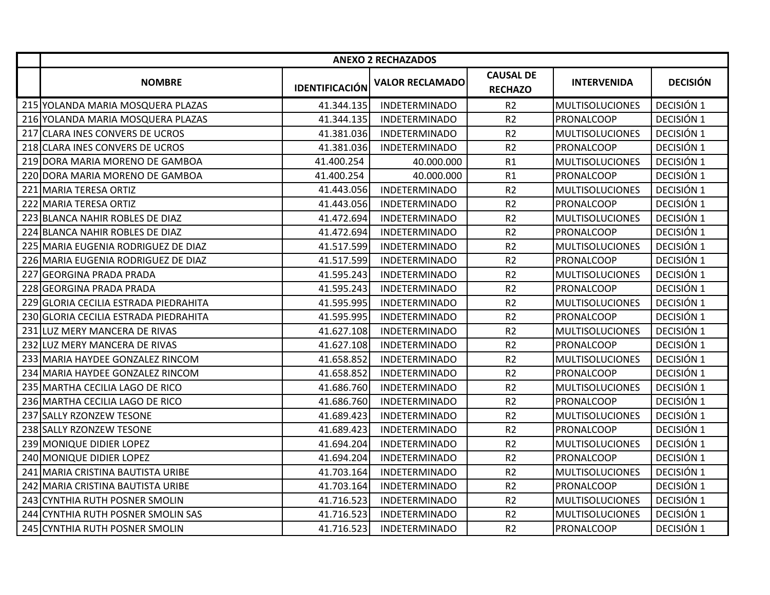| | ANEXO 2 RECHAZADOS | | | | | |
|---|---|---|---|---|---|---|
| | NOMBRE | IDENTIFICACIÓN | VALOR RECLAMADO | CAUSAL DE RECHAZO | INTERVENIDA | DECISIÓN |
| 215 | YOLANDA MARIA MOSQUERA PLAZAS | 41.344.135 | INDETERMINADO | R2 | MULTISOLUCIONES | DECISIÓN 1 |
| 216 | YOLANDA MARIA MOSQUERA PLAZAS | 41.344.135 | INDETERMINADO | R2 | PRONALCOOP | DECISIÓN 1 |
| 217 | CLARA INES CONVERS DE UCROS | 41.381.036 | INDETERMINADO | R2 | MULTISOLUCIONES | DECISIÓN 1 |
| 218 | CLARA INES CONVERS DE UCROS | 41.381.036 | INDETERMINADO | R2 | PRONALCOOP | DECISIÓN 1 |
| 219 | DORA MARIA MORENO DE GAMBOA | 41.400.254 | 40.000.000 | R1 | MULTISOLUCIONES | DECISIÓN 1 |
| 220 | DORA MARIA MORENO DE GAMBOA | 41.400.254 | 40.000.000 | R1 | PRONALCOOP | DECISIÓN 1 |
| 221 | MARIA TERESA ORTIZ | 41.443.056 | INDETERMINADO | R2 | MULTISOLUCIONES | DECISIÓN 1 |
| 222 | MARIA TERESA ORTIZ | 41.443.056 | INDETERMINADO | R2 | PRONALCOOP | DECISIÓN 1 |
| 223 | BLANCA NAHIR ROBLES DE DIAZ | 41.472.694 | INDETERMINADO | R2 | MULTISOLUCIONES | DECISIÓN 1 |
| 224 | BLANCA NAHIR ROBLES DE DIAZ | 41.472.694 | INDETERMINADO | R2 | PRONALCOOP | DECISIÓN 1 |
| 225 | MARIA EUGENIA RODRIGUEZ DE DIAZ | 41.517.599 | INDETERMINADO | R2 | MULTISOLUCIONES | DECISIÓN 1 |
| 226 | MARIA EUGENIA RODRIGUEZ DE DIAZ | 41.517.599 | INDETERMINADO | R2 | PRONALCOOP | DECISIÓN 1 |
| 227 | GEORGINA PRADA PRADA | 41.595.243 | INDETERMINADO | R2 | MULTISOLUCIONES | DECISIÓN 1 |
| 228 | GEORGINA PRADA PRADA | 41.595.243 | INDETERMINADO | R2 | PRONALCOOP | DECISIÓN 1 |
| 229 | GLORIA CECILIA ESTRADA PIEDRAHITA | 41.595.995 | INDETERMINADO | R2 | MULTISOLUCIONES | DECISIÓN 1 |
| 230 | GLORIA CECILIA ESTRADA PIEDRAHITA | 41.595.995 | INDETERMINADO | R2 | PRONALCOOP | DECISIÓN 1 |
| 231 | LUZ MERY MANCERA DE RIVAS | 41.627.108 | INDETERMINADO | R2 | MULTISOLUCIONES | DECISIÓN 1 |
| 232 | LUZ MERY MANCERA DE RIVAS | 41.627.108 | INDETERMINADO | R2 | PRONALCOOP | DECISIÓN 1 |
| 233 | MARIA HAYDEE GONZALEZ RINCOM | 41.658.852 | INDETERMINADO | R2 | MULTISOLUCIONES | DECISIÓN 1 |
| 234 | MARIA HAYDEE GONZALEZ RINCOM | 41.658.852 | INDETERMINADO | R2 | PRONALCOOP | DECISIÓN 1 |
| 235 | MARTHA CECILIA LAGO DE RICO | 41.686.760 | INDETERMINADO | R2 | MULTISOLUCIONES | DECISIÓN 1 |
| 236 | MARTHA CECILIA LAGO DE RICO | 41.686.760 | INDETERMINADO | R2 | PRONALCOOP | DECISIÓN 1 |
| 237 | SALLY RZONZEW TESONE | 41.689.423 | INDETERMINADO | R2 | MULTISOLUCIONES | DECISIÓN 1 |
| 238 | SALLY RZONZEW TESONE | 41.689.423 | INDETERMINADO | R2 | PRONALCOOP | DECISIÓN 1 |
| 239 | MONIQUE DIDIER LOPEZ | 41.694.204 | INDETERMINADO | R2 | MULTISOLUCIONES | DECISIÓN 1 |
| 240 | MONIQUE DIDIER LOPEZ | 41.694.204 | INDETERMINADO | R2 | PRONALCOOP | DECISIÓN 1 |
| 241 | MARIA CRISTINA BAUTISTA URIBE | 41.703.164 | INDETERMINADO | R2 | MULTISOLUCIONES | DECISIÓN 1 |
| 242 | MARIA CRISTINA BAUTISTA URIBE | 41.703.164 | INDETERMINADO | R2 | PRONALCOOP | DECISIÓN 1 |
| 243 | CYNTHIA RUTH POSNER SMOLIN | 41.716.523 | INDETERMINADO | R2 | MULTISOLUCIONES | DECISIÓN 1 |
| 244 | CYNTHIA RUTH POSNER SMOLIN SAS | 41.716.523 | INDETERMINADO | R2 | MULTISOLUCIONES | DECISIÓN 1 |
| 245 | CYNTHIA RUTH POSNER SMOLIN | 41.716.523 | INDETERMINADO | R2 | PRONALCOOP | DECISIÓN 1 |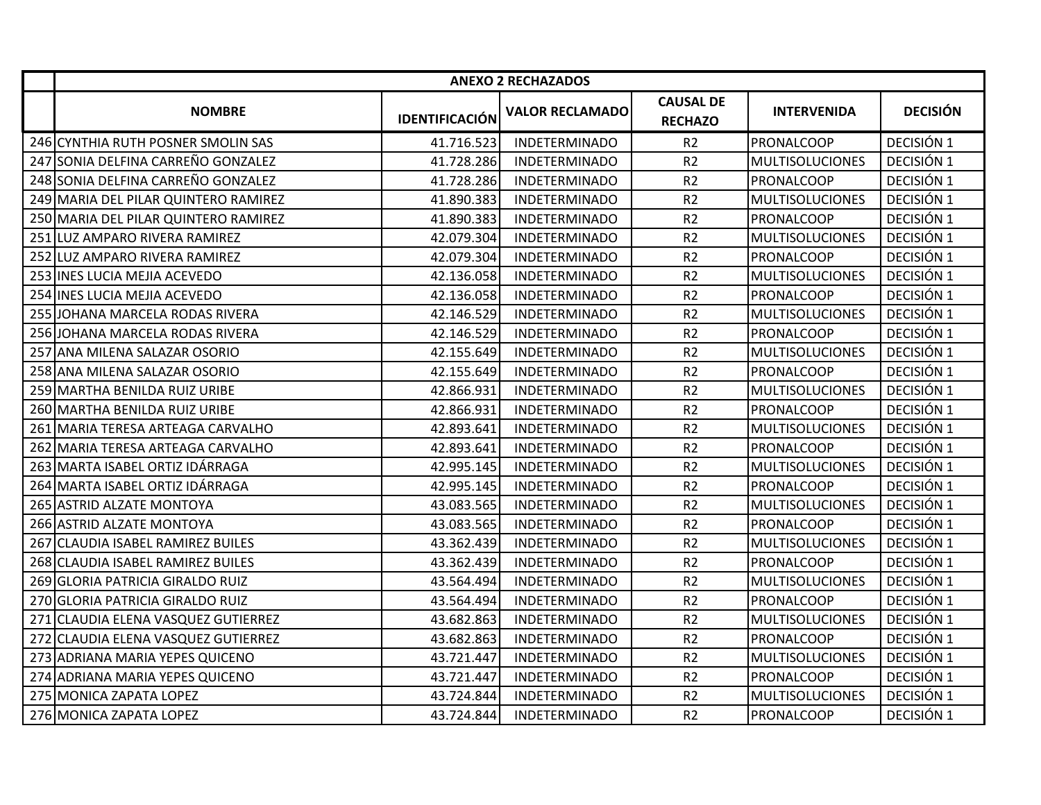| | ANEXO 2 RECHAZADOS | | | | | |
|---|---|---|---|---|---|---|
| | **NOMBRE** | **IDENTIFICACIÓN** | **VALOR RECLAMADO** | **CAUSAL DE RECHAZO** | **INTERVENIDA** | **DECISIÓN** |
| 246 | CYNTHIA RUTH POSNER SMOLIN SAS | 41.716.523 | INDETERMINADO | R2 | PRONALCOOP | DECISIÓN 1 |
| 247 | SONIA DELFINA CARREÑO GONZALEZ | 41.728.286 | INDETERMINADO | R2 | MULTISOLUCIONES | DECISIÓN 1 |
| 248 | SONIA DELFINA CARREÑO GONZALEZ | 41.728.286 | INDETERMINADO | R2 | PRONALCOOP | DECISIÓN 1 |
| 249 | MARIA DEL PILAR QUINTERO RAMIREZ | 41.890.383 | INDETERMINADO | R2 | MULTISOLUCIONES | DECISIÓN 1 |
| 250 | MARIA DEL PILAR QUINTERO RAMIREZ | 41.890.383 | INDETERMINADO | R2 | PRONALCOOP | DECISIÓN 1 |
| 251 | LUZ AMPARO RIVERA RAMIREZ | 42.079.304 | INDETERMINADO | R2 | MULTISOLUCIONES | DECISIÓN 1 |
| 252 | LUZ AMPARO RIVERA RAMIREZ | 42.079.304 | INDETERMINADO | R2 | PRONALCOOP | DECISIÓN 1 |
| 253 | INES LUCIA MEJIA ACEVEDO | 42.136.058 | INDETERMINADO | R2 | MULTISOLUCIONES | DECISIÓN 1 |
| 254 | INES LUCIA MEJIA ACEVEDO | 42.136.058 | INDETERMINADO | R2 | PRONALCOOP | DECISIÓN 1 |
| 255 | JOHANA MARCELA RODAS RIVERA | 42.146.529 | INDETERMINADO | R2 | MULTISOLUCIONES | DECISIÓN 1 |
| 256 | JOHANA MARCELA RODAS RIVERA | 42.146.529 | INDETERMINADO | R2 | PRONALCOOP | DECISIÓN 1 |
| 257 | ANA MILENA SALAZAR OSORIO | 42.155.649 | INDETERMINADO | R2 | MULTISOLUCIONES | DECISIÓN 1 |
| 258 | ANA MILENA SALAZAR OSORIO | 42.155.649 | INDETERMINADO | R2 | PRONALCOOP | DECISIÓN 1 |
| 259 | MARTHA BENILDA RUIZ URIBE | 42.866.931 | INDETERMINADO | R2 | MULTISOLUCIONES | DECISIÓN 1 |
| 260 | MARTHA BENILDA RUIZ URIBE | 42.866.931 | INDETERMINADO | R2 | PRONALCOOP | DECISIÓN 1 |
| 261 | MARIA TERESA ARTEAGA CARVALHO | 42.893.641 | INDETERMINADO | R2 | MULTISOLUCIONES | DECISIÓN 1 |
| 262 | MARIA TERESA ARTEAGA CARVALHO | 42.893.641 | INDETERMINADO | R2 | PRONALCOOP | DECISIÓN 1 |
| 263 | MARTA ISABEL ORTIZ IDÁRRAGA | 42.995.145 | INDETERMINADO | R2 | MULTISOLUCIONES | DECISIÓN 1 |
| 264 | MARTA ISABEL ORTIZ IDÁRRAGA | 42.995.145 | INDETERMINADO | R2 | PRONALCOOP | DECISIÓN 1 |
| 265 | ASTRID ALZATE MONTOYA | 43.083.565 | INDETERMINADO | R2 | MULTISOLUCIONES | DECISIÓN 1 |
| 266 | ASTRID ALZATE MONTOYA | 43.083.565 | INDETERMINADO | R2 | PRONALCOOP | DECISIÓN 1 |
| 267 | CLAUDIA ISABEL RAMIREZ BUILES | 43.362.439 | INDETERMINADO | R2 | MULTISOLUCIONES | DECISIÓN 1 |
| 268 | CLAUDIA ISABEL RAMIREZ BUILES | 43.362.439 | INDETERMINADO | R2 | PRONALCOOP | DECISIÓN 1 |
| 269 | GLORIA PATRICIA GIRALDO RUIZ | 43.564.494 | INDETERMINADO | R2 | MULTISOLUCIONES | DECISIÓN 1 |
| 270 | GLORIA PATRICIA GIRALDO RUIZ | 43.564.494 | INDETERMINADO | R2 | PRONALCOOP | DECISIÓN 1 |
| 271 | CLAUDIA ELENA VASQUEZ GUTIERREZ | 43.682.863 | INDETERMINADO | R2 | MULTISOLUCIONES | DECISIÓN 1 |
| 272 | CLAUDIA ELENA VASQUEZ GUTIERREZ | 43.682.863 | INDETERMINADO | R2 | PRONALCOOP | DECISIÓN 1 |
| 273 | ADRIANA MARIA YEPES QUICENO | 43.721.447 | INDETERMINADO | R2 | MULTISOLUCIONES | DECISIÓN 1 |
| 274 | ADRIANA MARIA YEPES QUICENO | 43.721.447 | INDETERMINADO | R2 | PRONALCOOP | DECISIÓN 1 |
| 275 | MONICA ZAPATA LOPEZ | 43.724.844 | INDETERMINADO | R2 | MULTISOLUCIONES | DECISIÓN 1 |
| 276 | MONICA ZAPATA LOPEZ | 43.724.844 | INDETERMINADO | R2 | PRONALCOOP | DECISIÓN 1 |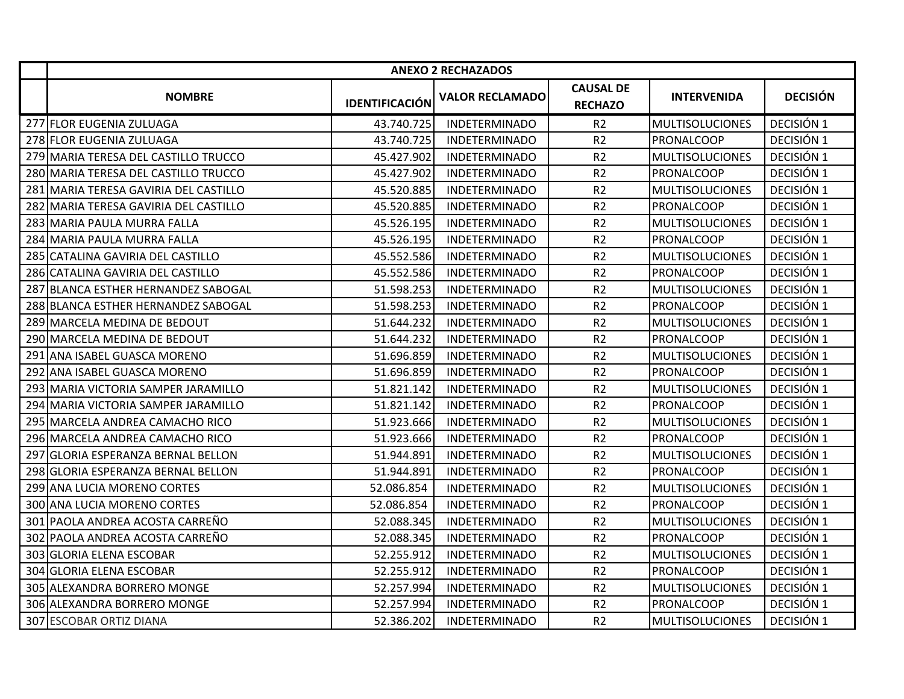| | ANEXO 2 RECHAZADOS | | | | | |
|---|---|---|---|---|---|---|
| | NOMBRE | IDENTIFICACIÓN | VALOR RECLAMADO | CAUSAL DE RECHAZO | INTERVENIDA | DECISIÓN |
| 277 | FLOR EUGENIA ZULUAGA | 43.740.725 | INDETERMINADO | R2 | MULTISOLUCIONES | DECISIÓN 1 |
| 278 | FLOR EUGENIA ZULUAGA | 43.740.725 | INDETERMINADO | R2 | PRONALCOOP | DECISIÓN 1 |
| 279 | MARIA TERESA DEL CASTILLO TRUCCO | 45.427.902 | INDETERMINADO | R2 | MULTISOLUCIONES | DECISIÓN 1 |
| 280 | MARIA TERESA DEL CASTILLO TRUCCO | 45.427.902 | INDETERMINADO | R2 | PRONALCOOP | DECISIÓN 1 |
| 281 | MARIA TERESA GAVIRIA DEL CASTILLO | 45.520.885 | INDETERMINADO | R2 | MULTISOLUCIONES | DECISIÓN 1 |
| 282 | MARIA TERESA GAVIRIA DEL CASTILLO | 45.520.885 | INDETERMINADO | R2 | PRONALCOOP | DECISIÓN 1 |
| 283 | MARIA PAULA MURRA FALLA | 45.526.195 | INDETERMINADO | R2 | MULTISOLUCIONES | DECISIÓN 1 |
| 284 | MARIA PAULA MURRA FALLA | 45.526.195 | INDETERMINADO | R2 | PRONALCOOP | DECISIÓN 1 |
| 285 | CATALINA GAVIRIA DEL CASTILLO | 45.552.586 | INDETERMINADO | R2 | MULTISOLUCIONES | DECISIÓN 1 |
| 286 | CATALINA GAVIRIA DEL CASTILLO | 45.552.586 | INDETERMINADO | R2 | PRONALCOOP | DECISIÓN 1 |
| 287 | BLANCA ESTHER HERNANDEZ SABOGAL | 51.598.253 | INDETERMINADO | R2 | MULTISOLUCIONES | DECISIÓN 1 |
| 288 | BLANCA ESTHER HERNANDEZ SABOGAL | 51.598.253 | INDETERMINADO | R2 | PRONALCOOP | DECISIÓN 1 |
| 289 | MARCELA MEDINA DE BEDOUT | 51.644.232 | INDETERMINADO | R2 | MULTISOLUCIONES | DECISIÓN 1 |
| 290 | MARCELA MEDINA DE BEDOUT | 51.644.232 | INDETERMINADO | R2 | PRONALCOOP | DECISIÓN 1 |
| 291 | ANA ISABEL GUASCA MORENO | 51.696.859 | INDETERMINADO | R2 | MULTISOLUCIONES | DECISIÓN 1 |
| 292 | ANA ISABEL GUASCA MORENO | 51.696.859 | INDETERMINADO | R2 | PRONALCOOP | DECISIÓN 1 |
| 293 | MARIA VICTORIA SAMPER JARAMILLO | 51.821.142 | INDETERMINADO | R2 | MULTISOLUCIONES | DECISIÓN 1 |
| 294 | MARIA VICTORIA SAMPER JARAMILLO | 51.821.142 | INDETERMINADO | R2 | PRONALCOOP | DECISIÓN 1 |
| 295 | MARCELA ANDREA CAMACHO RICO | 51.923.666 | INDETERMINADO | R2 | MULTISOLUCIONES | DECISIÓN 1 |
| 296 | MARCELA ANDREA CAMACHO RICO | 51.923.666 | INDETERMINADO | R2 | PRONALCOOP | DECISIÓN 1 |
| 297 | GLORIA ESPERANZA BERNAL BELLON | 51.944.891 | INDETERMINADO | R2 | MULTISOLUCIONES | DECISIÓN 1 |
| 298 | GLORIA ESPERANZA BERNAL BELLON | 51.944.891 | INDETERMINADO | R2 | PRONALCOOP | DECISIÓN 1 |
| 299 | ANA LUCIA MORENO CORTES | 52.086.854 | INDETERMINADO | R2 | MULTISOLUCIONES | DECISIÓN 1 |
| 300 | ANA LUCIA MORENO CORTES | 52.086.854 | INDETERMINADO | R2 | PRONALCOOP | DECISIÓN 1 |
| 301 | PAOLA ANDREA ACOSTA CARREÑO | 52.088.345 | INDETERMINADO | R2 | MULTISOLUCIONES | DECISIÓN 1 |
| 302 | PAOLA ANDREA ACOSTA CARREÑO | 52.088.345 | INDETERMINADO | R2 | PRONALCOOP | DECISIÓN 1 |
| 303 | GLORIA ELENA ESCOBAR | 52.255.912 | INDETERMINADO | R2 | MULTISOLUCIONES | DECISIÓN 1 |
| 304 | GLORIA ELENA ESCOBAR | 52.255.912 | INDETERMINADO | R2 | PRONALCOOP | DECISIÓN 1 |
| 305 | ALEXANDRA BORRERO MONGE | 52.257.994 | INDETERMINADO | R2 | MULTISOLUCIONES | DECISIÓN 1 |
| 306 | ALEXANDRA BORRERO MONGE | 52.257.994 | INDETERMINADO | R2 | PRONALCOOP | DECISIÓN 1 |
| 307 | ESCOBAR ORTIZ DIANA | 52.386.202 | INDETERMINADO | R2 | MULTISOLUCIONES | DECISIÓN 1 |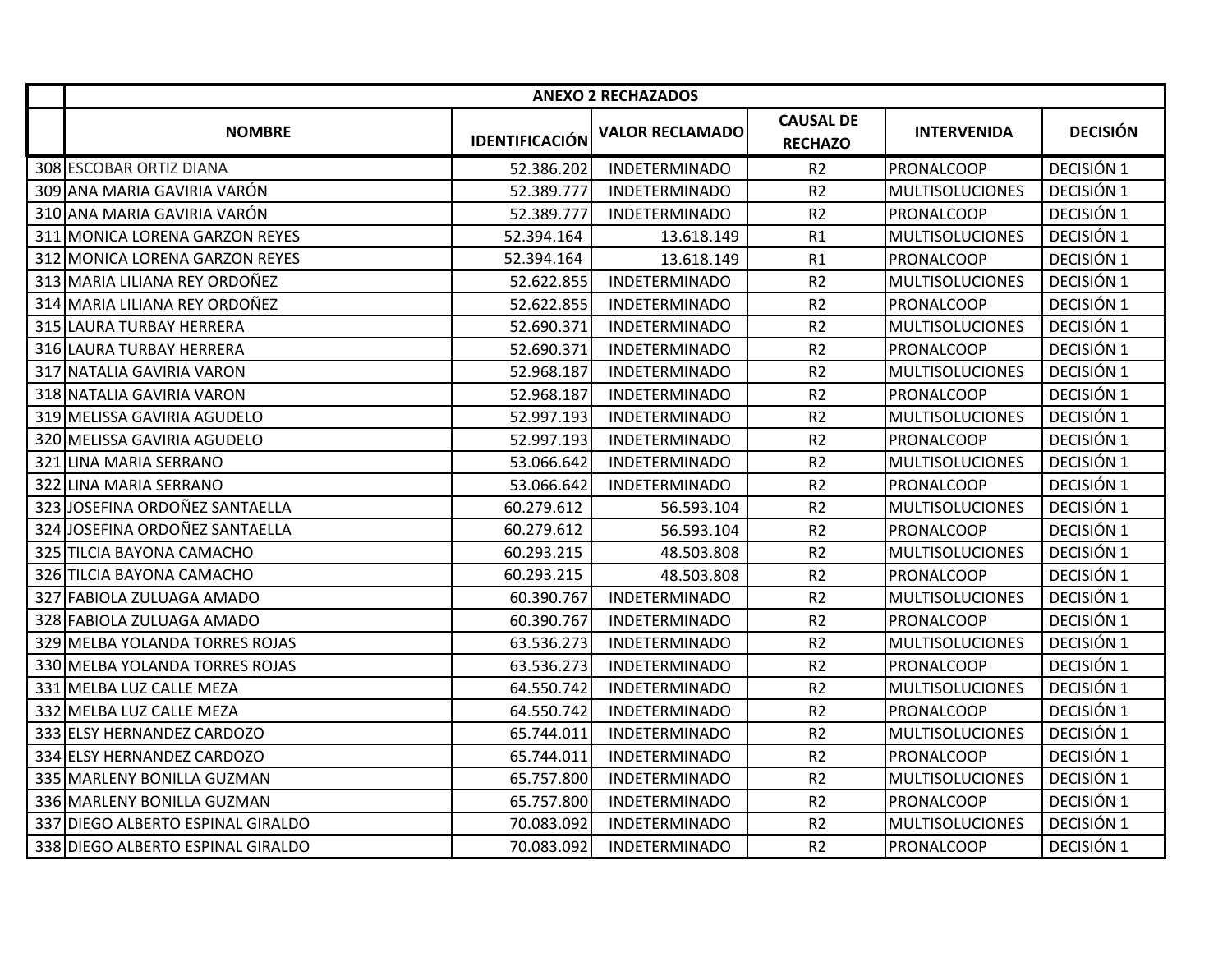| | ANEXO 2 RECHAZADOS | | | | | |
|---|---|---|---|---|---|---|
| | NOMBRE | IDENTIFICACIÓN | VALOR RECLAMADO | CAUSAL DE RECHAZO | INTERVENIDA | DECISIÓN |
| 308 | ESCOBAR ORTIZ DIANA | 52.386.202 | INDETERMINADO | R2 | PRONALCOOP | DECISIÓN 1 |
| 309 | ANA MARIA GAVIRIA VARÓN | 52.389.777 | INDETERMINADO | R2 | MULTISOLUCIONES | DECISIÓN 1 |
| 310 | ANA MARIA GAVIRIA VARÓN | 52.389.777 | INDETERMINADO | R2 | PRONALCOOP | DECISIÓN 1 |
| 311 | MONICA LORENA GARZON REYES | 52.394.164 | 13.618.149 | R1 | MULTISOLUCIONES | DECISIÓN 1 |
| 312 | MONICA LORENA GARZON REYES | 52.394.164 | 13.618.149 | R1 | PRONALCOOP | DECISIÓN 1 |
| 313 | MARIA LILIANA REY ORDOÑEZ | 52.622.855 | INDETERMINADO | R2 | MULTISOLUCIONES | DECISIÓN 1 |
| 314 | MARIA LILIANA REY ORDOÑEZ | 52.622.855 | INDETERMINADO | R2 | PRONALCOOP | DECISIÓN 1 |
| 315 | LAURA TURBAY HERRERA | 52.690.371 | INDETERMINADO | R2 | MULTISOLUCIONES | DECISIÓN 1 |
| 316 | LAURA TURBAY HERRERA | 52.690.371 | INDETERMINADO | R2 | PRONALCOOP | DECISIÓN 1 |
| 317 | NATALIA GAVIRIA VARON | 52.968.187 | INDETERMINADO | R2 | MULTISOLUCIONES | DECISIÓN 1 |
| 318 | NATALIA GAVIRIA VARON | 52.968.187 | INDETERMINADO | R2 | PRONALCOOP | DECISIÓN 1 |
| 319 | MELISSA GAVIRIA AGUDELO | 52.997.193 | INDETERMINADO | R2 | MULTISOLUCIONES | DECISIÓN 1 |
| 320 | MELISSA GAVIRIA AGUDELO | 52.997.193 | INDETERMINADO | R2 | PRONALCOOP | DECISIÓN 1 |
| 321 | LINA MARIA SERRANO | 53.066.642 | INDETERMINADO | R2 | MULTISOLUCIONES | DECISIÓN 1 |
| 322 | LINA MARIA SERRANO | 53.066.642 | INDETERMINADO | R2 | PRONALCOOP | DECISIÓN 1 |
| 323 | JOSEFINA ORDOÑEZ SANTAELLA | 60.279.612 | 56.593.104 | R2 | MULTISOLUCIONES | DECISIÓN 1 |
| 324 | JOSEFINA ORDOÑEZ SANTAELLA | 60.279.612 | 56.593.104 | R2 | PRONALCOOP | DECISIÓN 1 |
| 325 | TILCIA BAYONA CAMACHO | 60.293.215 | 48.503.808 | R2 | MULTISOLUCIONES | DECISIÓN 1 |
| 326 | TILCIA BAYONA CAMACHO | 60.293.215 | 48.503.808 | R2 | PRONALCOOP | DECISIÓN 1 |
| 327 | FABIOLA ZULUAGA AMADO | 60.390.767 | INDETERMINADO | R2 | MULTISOLUCIONES | DECISIÓN 1 |
| 328 | FABIOLA ZULUAGA AMADO | 60.390.767 | INDETERMINADO | R2 | PRONALCOOP | DECISIÓN 1 |
| 329 | MELBA YOLANDA TORRES ROJAS | 63.536.273 | INDETERMINADO | R2 | MULTISOLUCIONES | DECISIÓN 1 |
| 330 | MELBA YOLANDA TORRES ROJAS | 63.536.273 | INDETERMINADO | R2 | PRONALCOOP | DECISIÓN 1 |
| 331 | MELBA LUZ CALLE MEZA | 64.550.742 | INDETERMINADO | R2 | MULTISOLUCIONES | DECISIÓN 1 |
| 332 | MELBA LUZ CALLE MEZA | 64.550.742 | INDETERMINADO | R2 | PRONALCOOP | DECISIÓN 1 |
| 333 | ELSY HERNANDEZ CARDOZO | 65.744.011 | INDETERMINADO | R2 | MULTISOLUCIONES | DECISIÓN 1 |
| 334 | ELSY HERNANDEZ CARDOZO | 65.744.011 | INDETERMINADO | R2 | PRONALCOOP | DECISIÓN 1 |
| 335 | MARLENY BONILLA GUZMAN | 65.757.800 | INDETERMINADO | R2 | MULTISOLUCIONES | DECISIÓN 1 |
| 336 | MARLENY BONILLA GUZMAN | 65.757.800 | INDETERMINADO | R2 | PRONALCOOP | DECISIÓN 1 |
| 337 | DIEGO ALBERTO ESPINAL GIRALDO | 70.083.092 | INDETERMINADO | R2 | MULTISOLUCIONES | DECISIÓN 1 |
| 338 | DIEGO ALBERTO ESPINAL GIRALDO | 70.083.092 | INDETERMINADO | R2 | PRONALCOOP | DECISIÓN 1 |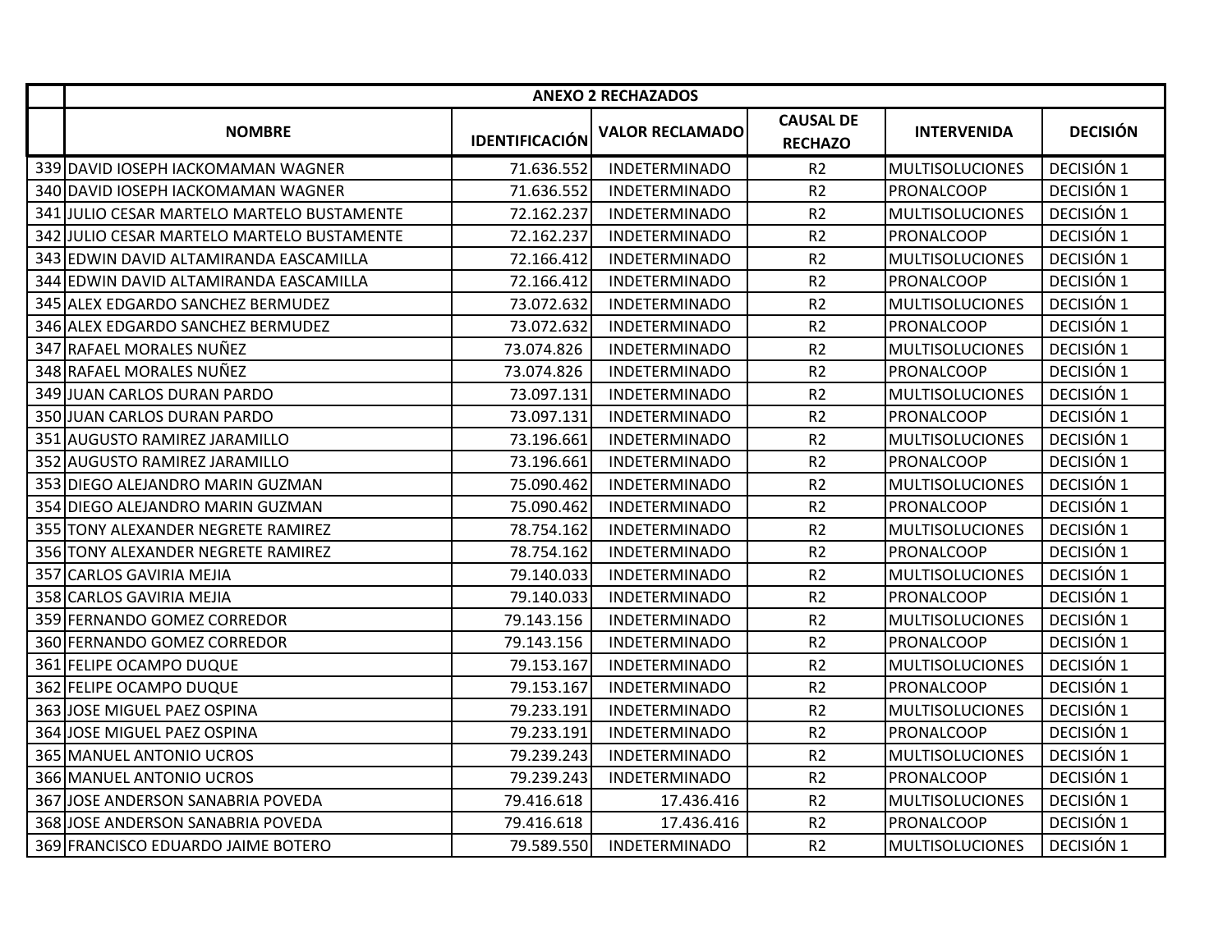| | ANEXO 2 RECHAZADOS | | | | | |
|---|---|---|---|---|---|---|
| | NOMBRE | IDENTIFICACIÓN | VALOR RECLAMADO | CAUSAL DE RECHAZO | INTERVENIDA | DECISIÓN |
| 339 | DAVID IOSEPH IACKOMAMAN WAGNER | 71.636.552 | INDETERMINADO | R2 | MULTISOLUCIONES | DECISIÓN 1 |
| 340 | DAVID IOSEPH IACKOMAMAN WAGNER | 71.636.552 | INDETERMINADO | R2 | PRONALCOOP | DECISIÓN 1 |
| 341 | JULIO CESAR MARTELO MARTELO BUSTAMENTE | 72.162.237 | INDETERMINADO | R2 | MULTISOLUCIONES | DECISIÓN 1 |
| 342 | JULIO CESAR MARTELO MARTELO BUSTAMENTE | 72.162.237 | INDETERMINADO | R2 | PRONALCOOP | DECISIÓN 1 |
| 343 | EDWIN DAVID ALTAMIRANDA EASCAMILLA | 72.166.412 | INDETERMINADO | R2 | MULTISOLUCIONES | DECISIÓN 1 |
| 344 | EDWIN DAVID ALTAMIRANDA EASCAMILLA | 72.166.412 | INDETERMINADO | R2 | PRONALCOOP | DECISIÓN 1 |
| 345 | ALEX EDGARDO SANCHEZ BERMUDEZ | 73.072.632 | INDETERMINADO | R2 | MULTISOLUCIONES | DECISIÓN 1 |
| 346 | ALEX EDGARDO SANCHEZ BERMUDEZ | 73.072.632 | INDETERMINADO | R2 | PRONALCOOP | DECISIÓN 1 |
| 347 | RAFAEL MORALES NUÑEZ | 73.074.826 | INDETERMINADO | R2 | MULTISOLUCIONES | DECISIÓN 1 |
| 348 | RAFAEL MORALES NUÑEZ | 73.074.826 | INDETERMINADO | R2 | PRONALCOOP | DECISIÓN 1 |
| 349 | JUAN CARLOS DURAN PARDO | 73.097.131 | INDETERMINADO | R2 | MULTISOLUCIONES | DECISIÓN 1 |
| 350 | JUAN CARLOS DURAN PARDO | 73.097.131 | INDETERMINADO | R2 | PRONALCOOP | DECISIÓN 1 |
| 351 | AUGUSTO RAMIREZ JARAMILLO | 73.196.661 | INDETERMINADO | R2 | MULTISOLUCIONES | DECISIÓN 1 |
| 352 | AUGUSTO RAMIREZ JARAMILLO | 73.196.661 | INDETERMINADO | R2 | PRONALCOOP | DECISIÓN 1 |
| 353 | DIEGO ALEJANDRO MARIN GUZMAN | 75.090.462 | INDETERMINADO | R2 | MULTISOLUCIONES | DECISIÓN 1 |
| 354 | DIEGO ALEJANDRO MARIN GUZMAN | 75.090.462 | INDETERMINADO | R2 | PRONALCOOP | DECISIÓN 1 |
| 355 | TONY ALEXANDER NEGRETE RAMIREZ | 78.754.162 | INDETERMINADO | R2 | MULTISOLUCIONES | DECISIÓN 1 |
| 356 | TONY ALEXANDER NEGRETE RAMIREZ | 78.754.162 | INDETERMINADO | R2 | PRONALCOOP | DECISIÓN 1 |
| 357 | CARLOS GAVIRIA MEJIA | 79.140.033 | INDETERMINADO | R2 | MULTISOLUCIONES | DECISIÓN 1 |
| 358 | CARLOS GAVIRIA MEJIA | 79.140.033 | INDETERMINADO | R2 | PRONALCOOP | DECISIÓN 1 |
| 359 | FERNANDO GOMEZ CORREDOR | 79.143.156 | INDETERMINADO | R2 | MULTISOLUCIONES | DECISIÓN 1 |
| 360 | FERNANDO GOMEZ CORREDOR | 79.143.156 | INDETERMINADO | R2 | PRONALCOOP | DECISIÓN 1 |
| 361 | FELIPE OCAMPO DUQUE | 79.153.167 | INDETERMINADO | R2 | MULTISOLUCIONES | DECISIÓN 1 |
| 362 | FELIPE OCAMPO DUQUE | 79.153.167 | INDETERMINADO | R2 | PRONALCOOP | DECISIÓN 1 |
| 363 | JOSE MIGUEL PAEZ OSPINA | 79.233.191 | INDETERMINADO | R2 | MULTISOLUCIONES | DECISIÓN 1 |
| 364 | JOSE MIGUEL PAEZ OSPINA | 79.233.191 | INDETERMINADO | R2 | PRONALCOOP | DECISIÓN 1 |
| 365 | MANUEL ANTONIO UCROS | 79.239.243 | INDETERMINADO | R2 | MULTISOLUCIONES | DECISIÓN 1 |
| 366 | MANUEL ANTONIO UCROS | 79.239.243 | INDETERMINADO | R2 | PRONALCOOP | DECISIÓN 1 |
| 367 | JOSE ANDERSON SANABRIA POVEDA | 79.416.618 | 17.436.416 | R2 | MULTISOLUCIONES | DECISIÓN 1 |
| 368 | JOSE ANDERSON SANABRIA POVEDA | 79.416.618 | 17.436.416 | R2 | PRONALCOOP | DECISIÓN 1 |
| 369 | FRANCISCO EDUARDO JAIME BOTERO | 79.589.550 | INDETERMINADO | R2 | MULTISOLUCIONES | DECISIÓN 1 |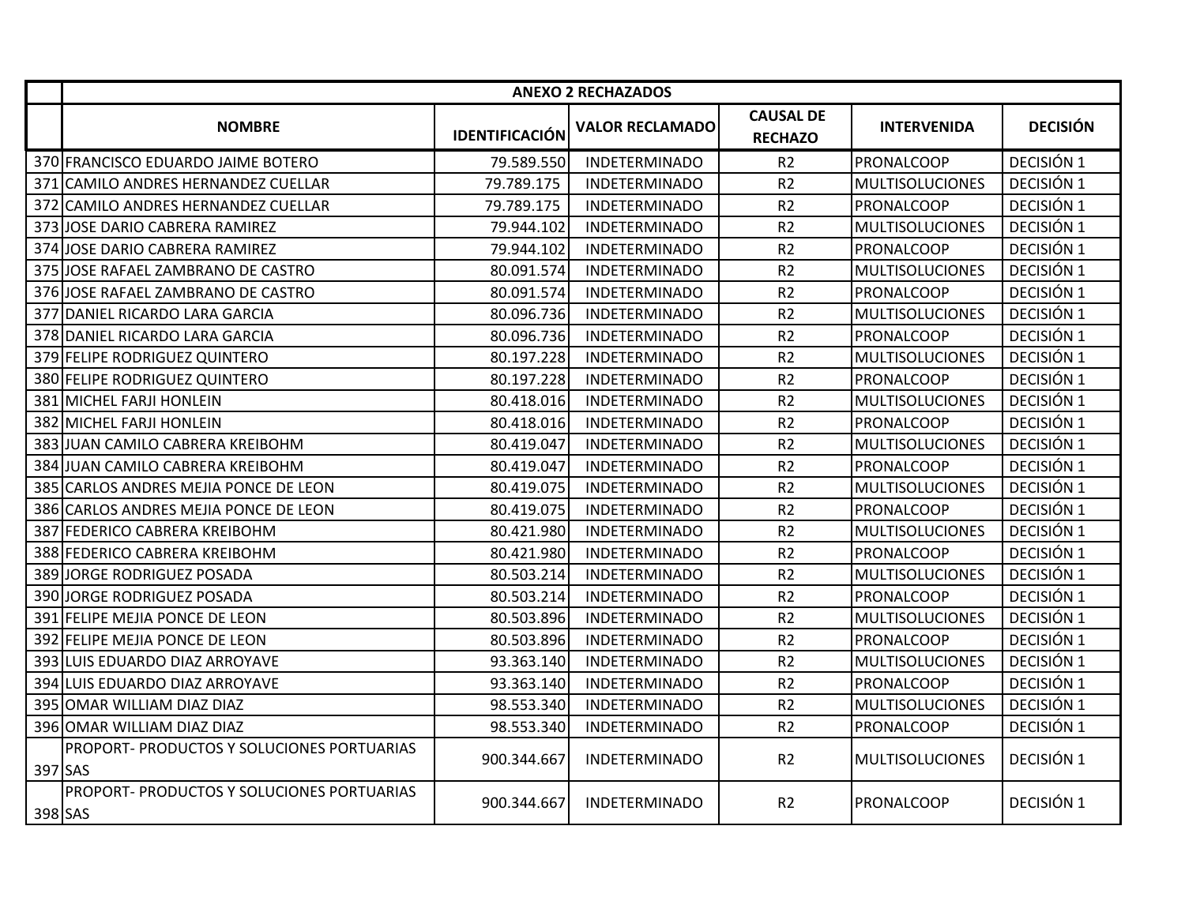| | ANEXO 2 RECHAZADOS | | | | | |
|---|---|---|---|---|---|---|
| | NOMBRE | IDENTIFICACIÓN | VALOR RECLAMADO | CAUSAL DE RECHAZO | INTERVENIDA | DECISIÓN |
| 370 | FRANCISCO EDUARDO JAIME BOTERO | 79.589.550 | INDETERMINADO | R2 | PRONALCOOP | DECISIÓN 1 |
| 371 | CAMILO ANDRES HERNANDEZ CUELLAR | 79.789.175 | INDETERMINADO | R2 | MULTISOLUCIONES | DECISIÓN 1 |
| 372 | CAMILO ANDRES HERNANDEZ CUELLAR | 79.789.175 | INDETERMINADO | R2 | PRONALCOOP | DECISIÓN 1 |
| 373 | JOSE DARIO CABRERA RAMIREZ | 79.944.102 | INDETERMINADO | R2 | MULTISOLUCIONES | DECISIÓN 1 |
| 374 | JOSE DARIO CABRERA RAMIREZ | 79.944.102 | INDETERMINADO | R2 | PRONALCOOP | DECISIÓN 1 |
| 375 | JOSE RAFAEL ZAMBRANO DE CASTRO | 80.091.574 | INDETERMINADO | R2 | MULTISOLUCIONES | DECISIÓN 1 |
| 376 | JOSE RAFAEL ZAMBRANO DE CASTRO | 80.091.574 | INDETERMINADO | R2 | PRONALCOOP | DECISIÓN 1 |
| 377 | DANIEL RICARDO LARA GARCIA | 80.096.736 | INDETERMINADO | R2 | MULTISOLUCIONES | DECISIÓN 1 |
| 378 | DANIEL RICARDO LARA GARCIA | 80.096.736 | INDETERMINADO | R2 | PRONALCOOP | DECISIÓN 1 |
| 379 | FELIPE RODRIGUEZ QUINTERO | 80.197.228 | INDETERMINADO | R2 | MULTISOLUCIONES | DECISIÓN 1 |
| 380 | FELIPE RODRIGUEZ QUINTERO | 80.197.228 | INDETERMINADO | R2 | PRONALCOOP | DECISIÓN 1 |
| 381 | MICHEL FARJI HONLEIN | 80.418.016 | INDETERMINADO | R2 | MULTISOLUCIONES | DECISIÓN 1 |
| 382 | MICHEL FARJI HONLEIN | 80.418.016 | INDETERMINADO | R2 | PRONALCOOP | DECISIÓN 1 |
| 383 | JUAN CAMILO CABRERA KREIBOHM | 80.419.047 | INDETERMINADO | R2 | MULTISOLUCIONES | DECISIÓN 1 |
| 384 | JUAN CAMILO CABRERA KREIBOHM | 80.419.047 | INDETERMINADO | R2 | PRONALCOOP | DECISIÓN 1 |
| 385 | CARLOS ANDRES MEJIA PONCE DE LEON | 80.419.075 | INDETERMINADO | R2 | MULTISOLUCIONES | DECISIÓN 1 |
| 386 | CARLOS ANDRES MEJIA PONCE DE LEON | 80.419.075 | INDETERMINADO | R2 | PRONALCOOP | DECISIÓN 1 |
| 387 | FEDERICO CABRERA KREIBOHM | 80.421.980 | INDETERMINADO | R2 | MULTISOLUCIONES | DECISIÓN 1 |
| 388 | FEDERICO CABRERA KREIBOHM | 80.421.980 | INDETERMINADO | R2 | PRONALCOOP | DECISIÓN 1 |
| 389 | JORGE RODRIGUEZ POSADA | 80.503.214 | INDETERMINADO | R2 | MULTISOLUCIONES | DECISIÓN 1 |
| 390 | JORGE RODRIGUEZ POSADA | 80.503.214 | INDETERMINADO | R2 | PRONALCOOP | DECISIÓN 1 |
| 391 | FELIPE MEJIA PONCE DE LEON | 80.503.896 | INDETERMINADO | R2 | MULTISOLUCIONES | DECISIÓN 1 |
| 392 | FELIPE MEJIA PONCE DE LEON | 80.503.896 | INDETERMINADO | R2 | PRONALCOOP | DECISIÓN 1 |
| 393 | LUIS EDUARDO DIAZ ARROYAVE | 93.363.140 | INDETERMINADO | R2 | MULTISOLUCIONES | DECISIÓN 1 |
| 394 | LUIS EDUARDO DIAZ ARROYAVE | 93.363.140 | INDETERMINADO | R2 | PRONALCOOP | DECISIÓN 1 |
| 395 | OMAR WILLIAM DIAZ DIAZ | 98.553.340 | INDETERMINADO | R2 | MULTISOLUCIONES | DECISIÓN 1 |
| 396 | OMAR WILLIAM DIAZ DIAZ | 98.553.340 | INDETERMINADO | R2 | PRONALCOOP | DECISIÓN 1 |
| 397 | PROPORT- PRODUCTOS Y SOLUCIONES PORTUARIAS SAS | 900.344.667 | INDETERMINADO | R2 | MULTISOLUCIONES | DECISIÓN 1 |
| 398 | PROPORT- PRODUCTOS Y SOLUCIONES PORTUARIAS SAS | 900.344.667 | INDETERMINADO | R2 | PRONALCOOP | DECISIÓN 1 |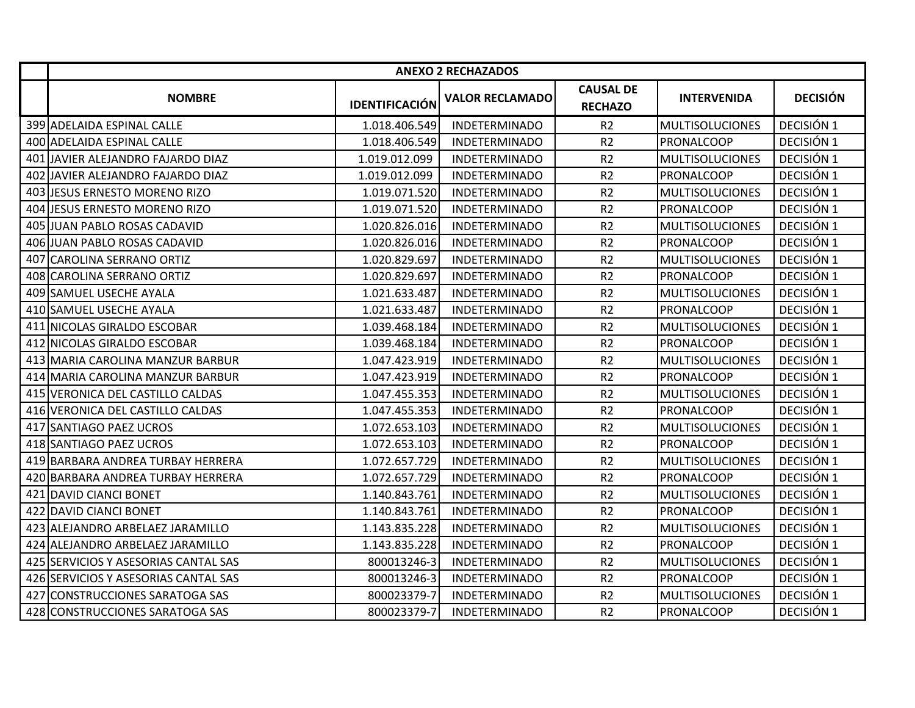| | ANEXO 2 RECHAZADOS | | | | | |
|---|---|---|---|---|---|---|
| | NOMBRE | IDENTIFICACIÓN | VALOR RECLAMADO | CAUSAL DE RECHAZO | INTERVENIDA | DECISIÓN |
| 399 | ADELAIDA ESPINAL CALLE | 1.018.406.549 | INDETERMINADO | R2 | MULTISOLUCIONES | DECISIÓN 1 |
| 400 | ADELAIDA ESPINAL CALLE | 1.018.406.549 | INDETERMINADO | R2 | PRONALCOOP | DECISIÓN 1 |
| 401 | JAVIER ALEJANDRO FAJARDO DIAZ | 1.019.012.099 | INDETERMINADO | R2 | MULTISOLUCIONES | DECISIÓN 1 |
| 402 | JAVIER ALEJANDRO FAJARDO DIAZ | 1.019.012.099 | INDETERMINADO | R2 | PRONALCOOP | DECISIÓN 1 |
| 403 | JESUS ERNESTO MORENO RIZO | 1.019.071.520 | INDETERMINADO | R2 | MULTISOLUCIONES | DECISIÓN 1 |
| 404 | JESUS ERNESTO MORENO RIZO | 1.019.071.520 | INDETERMINADO | R2 | PRONALCOOP | DECISIÓN 1 |
| 405 | JUAN PABLO ROSAS CADAVID | 1.020.826.016 | INDETERMINADO | R2 | MULTISOLUCIONES | DECISIÓN 1 |
| 406 | JUAN PABLO ROSAS CADAVID | 1.020.826.016 | INDETERMINADO | R2 | PRONALCOOP | DECISIÓN 1 |
| 407 | CAROLINA SERRANO ORTIZ | 1.020.829.697 | INDETERMINADO | R2 | MULTISOLUCIONES | DECISIÓN 1 |
| 408 | CAROLINA SERRANO ORTIZ | 1.020.829.697 | INDETERMINADO | R2 | PRONALCOOP | DECISIÓN 1 |
| 409 | SAMUEL USECHE AYALA | 1.021.633.487 | INDETERMINADO | R2 | MULTISOLUCIONES | DECISIÓN 1 |
| 410 | SAMUEL USECHE AYALA | 1.021.633.487 | INDETERMINADO | R2 | PRONALCOOP | DECISIÓN 1 |
| 411 | NICOLAS GIRALDO ESCOBAR | 1.039.468.184 | INDETERMINADO | R2 | MULTISOLUCIONES | DECISIÓN 1 |
| 412 | NICOLAS GIRALDO ESCOBAR | 1.039.468.184 | INDETERMINADO | R2 | PRONALCOOP | DECISIÓN 1 |
| 413 | MARIA CAROLINA MANZUR BARBUR | 1.047.423.919 | INDETERMINADO | R2 | MULTISOLUCIONES | DECISIÓN 1 |
| 414 | MARIA CAROLINA MANZUR BARBUR | 1.047.423.919 | INDETERMINADO | R2 | PRONALCOOP | DECISIÓN 1 |
| 415 | VERONICA DEL CASTILLO CALDAS | 1.047.455.353 | INDETERMINADO | R2 | MULTISOLUCIONES | DECISIÓN 1 |
| 416 | VERONICA DEL CASTILLO CALDAS | 1.047.455.353 | INDETERMINADO | R2 | PRONALCOOP | DECISIÓN 1 |
| 417 | SANTIAGO PAEZ UCROS | 1.072.653.103 | INDETERMINADO | R2 | MULTISOLUCIONES | DECISIÓN 1 |
| 418 | SANTIAGO PAEZ UCROS | 1.072.653.103 | INDETERMINADO | R2 | PRONALCOOP | DECISIÓN 1 |
| 419 | BARBARA ANDREA TURBAY HERRERA | 1.072.657.729 | INDETERMINADO | R2 | MULTISOLUCIONES | DECISIÓN 1 |
| 420 | BARBARA ANDREA TURBAY HERRERA | 1.072.657.729 | INDETERMINADO | R2 | PRONALCOOP | DECISIÓN 1 |
| 421 | DAVID CIANCI BONET | 1.140.843.761 | INDETERMINADO | R2 | MULTISOLUCIONES | DECISIÓN 1 |
| 422 | DAVID CIANCI BONET | 1.140.843.761 | INDETERMINADO | R2 | PRONALCOOP | DECISIÓN 1 |
| 423 | ALEJANDRO ARBELAEZ JARAMILLO | 1.143.835.228 | INDETERMINADO | R2 | MULTISOLUCIONES | DECISIÓN 1 |
| 424 | ALEJANDRO ARBELAEZ JARAMILLO | 1.143.835.228 | INDETERMINADO | R2 | PRONALCOOP | DECISIÓN 1 |
| 425 | SERVICIOS Y ASESORIAS CANTAL SAS | 800013246-3 | INDETERMINADO | R2 | MULTISOLUCIONES | DECISIÓN 1 |
| 426 | SERVICIOS Y ASESORIAS CANTAL SAS | 800013246-3 | INDETERMINADO | R2 | PRONALCOOP | DECISIÓN 1 |
| 427 | CONSTRUCCIONES SARATOGA SAS | 800023379-7 | INDETERMINADO | R2 | MULTISOLUCIONES | DECISIÓN 1 |
| 428 | CONSTRUCCIONES SARATOGA SAS | 800023379-7 | INDETERMINADO | R2 | PRONALCOOP | DECISIÓN 1 |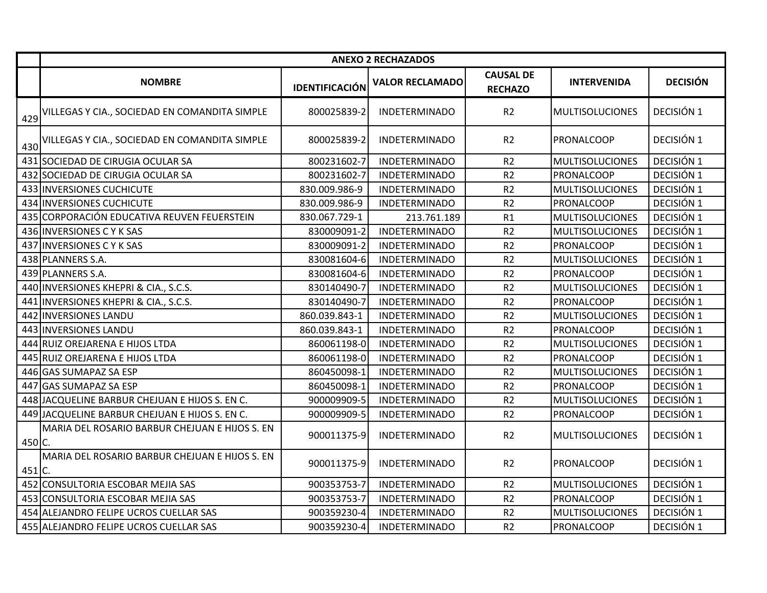| | ANEXO 2 RECHAZADOS | | | | | |
|---|---|---|---|---|---|---|
| | NOMBRE | IDENTIFICACIÓN | VALOR RECLAMADO | CAUSAL DE RECHAZO | INTERVENIDA | DECISIÓN |
| 429 | VILLEGAS Y CIA., SOCIEDAD EN COMANDITA SIMPLE | 800025839-2 | INDETERMINADO | R2 | MULTISOLUCIONES | DECISIÓN 1 |
| 430 | VILLEGAS Y CIA., SOCIEDAD EN COMANDITA SIMPLE | 800025839-2 | INDETERMINADO | R2 | PRONALCOOP | DECISIÓN 1 |
| 431 | SOCIEDAD DE CIRUGIA OCULAR SA | 800231602-7 | INDETERMINADO | R2 | MULTISOLUCIONES | DECISIÓN 1 |
| 432 | SOCIEDAD DE CIRUGIA OCULAR SA | 800231602-7 | INDETERMINADO | R2 | PRONALCOOP | DECISIÓN 1 |
| 433 | INVERSIONES CUCHICUTE | 830.009.986-9 | INDETERMINADO | R2 | MULTISOLUCIONES | DECISIÓN 1 |
| 434 | INVERSIONES CUCHICUTE | 830.009.986-9 | INDETERMINADO | R2 | PRONALCOOP | DECISIÓN 1 |
| 435 | CORPORACIÓN EDUCATIVA REUVEN FEUERSTEIN | 830.067.729-1 | 213.761.189 | R1 | MULTISOLUCIONES | DECISIÓN 1 |
| 436 | INVERSIONES C Y K SAS | 830009091-2 | INDETERMINADO | R2 | MULTISOLUCIONES | DECISIÓN 1 |
| 437 | INVERSIONES C Y K SAS | 830009091-2 | INDETERMINADO | R2 | PRONALCOOP | DECISIÓN 1 |
| 438 | PLANNERS S.A. | 830081604-6 | INDETERMINADO | R2 | MULTISOLUCIONES | DECISIÓN 1 |
| 439 | PLANNERS S.A. | 830081604-6 | INDETERMINADO | R2 | PRONALCOOP | DECISIÓN 1 |
| 440 | INVERSIONES KHEPRI & CIA., S.C.S. | 830140490-7 | INDETERMINADO | R2 | MULTISOLUCIONES | DECISIÓN 1 |
| 441 | INVERSIONES KHEPRI & CIA., S.C.S. | 830140490-7 | INDETERMINADO | R2 | PRONALCOOP | DECISIÓN 1 |
| 442 | INVERSIONES LANDU | 860.039.843-1 | INDETERMINADO | R2 | MULTISOLUCIONES | DECISIÓN 1 |
| 443 | INVERSIONES LANDU | 860.039.843-1 | INDETERMINADO | R2 | PRONALCOOP | DECISIÓN 1 |
| 444 | RUIZ OREJARENA E HIJOS LTDA | 860061198-0 | INDETERMINADO | R2 | MULTISOLUCIONES | DECISIÓN 1 |
| 445 | RUIZ OREJARENA E HIJOS LTDA | 860061198-0 | INDETERMINADO | R2 | PRONALCOOP | DECISIÓN 1 |
| 446 | GAS SUMAPAZ SA ESP | 860450098-1 | INDETERMINADO | R2 | MULTISOLUCIONES | DECISIÓN 1 |
| 447 | GAS SUMAPAZ SA ESP | 860450098-1 | INDETERMINADO | R2 | PRONALCOOP | DECISIÓN 1 |
| 448 | JACQUELINE BARBUR CHEJUAN E HIJOS S. EN C. | 900009909-5 | INDETERMINADO | R2 | MULTISOLUCIONES | DECISIÓN 1 |
| 449 | JACQUELINE BARBUR CHEJUAN E HIJOS S. EN C. | 900009909-5 | INDETERMINADO | R2 | PRONALCOOP | DECISIÓN 1 |
| 450 | MARIA DEL ROSARIO BARBUR CHEJUAN E HIJOS S. EN C. | 900011375-9 | INDETERMINADO | R2 | MULTISOLUCIONES | DECISIÓN 1 |
| 451 | MARIA DEL ROSARIO BARBUR CHEJUAN E HIJOS S. EN C. | 900011375-9 | INDETERMINADO | R2 | PRONALCOOP | DECISIÓN 1 |
| 452 | CONSULTORIA ESCOBAR MEJIA SAS | 900353753-7 | INDETERMINADO | R2 | MULTISOLUCIONES | DECISIÓN 1 |
| 453 | CONSULTORIA ESCOBAR MEJIA SAS | 900353753-7 | INDETERMINADO | R2 | PRONALCOOP | DECISIÓN 1 |
| 454 | ALEJANDRO FELIPE UCROS CUELLAR SAS | 900359230-4 | INDETERMINADO | R2 | MULTISOLUCIONES | DECISIÓN 1 |
| 455 | ALEJANDRO FELIPE UCROS CUELLAR SAS | 900359230-4 | INDETERMINADO | R2 | PRONALCOOP | DECISIÓN 1 |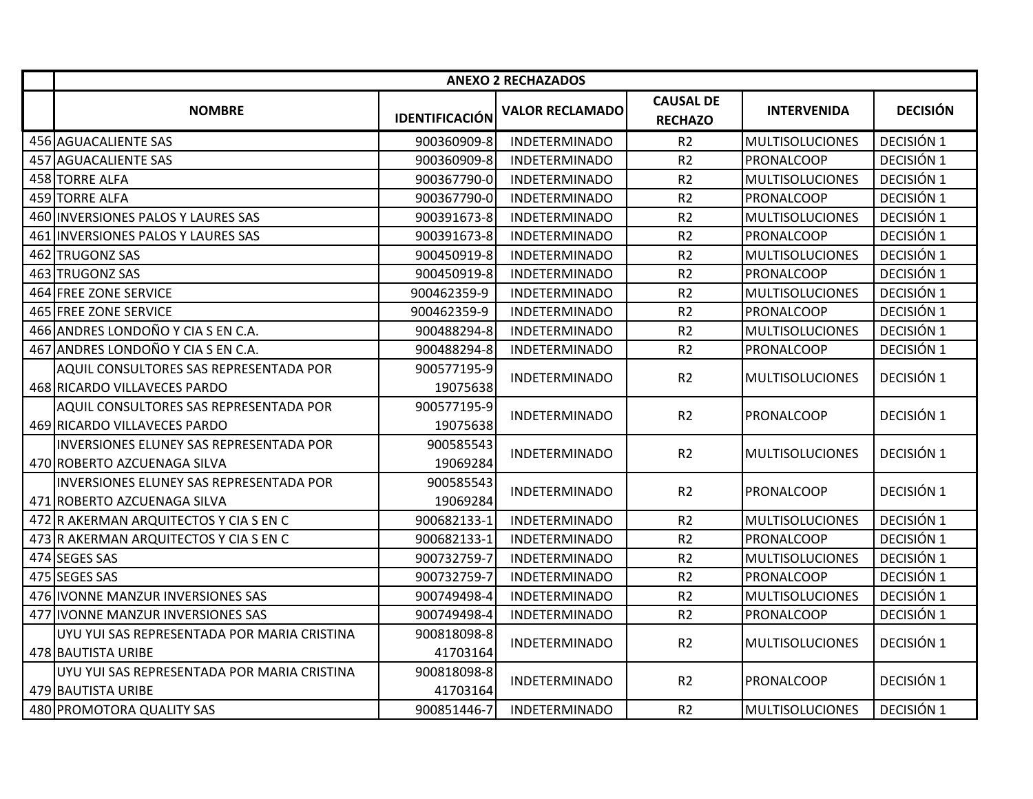| | ANEXO 2 RECHAZADOS | | | | | |
|---|---|---|---|---|---|---|
| | NOMBRE | IDENTIFICACIÓN | VALOR RECLAMADO | CAUSAL DE RECHAZO | INTERVENIDA | DECISIÓN |
| 456 | AGUACALIENTE SAS | 900360909-8 | INDETERMINADO | R2 | MULTISOLUCIONES | DECISIÓN 1 |
| 457 | AGUACALIENTE SAS | 900360909-8 | INDETERMINADO | R2 | PRONALCOOP | DECISIÓN 1 |
| 458 | TORRE ALFA | 900367790-0 | INDETERMINADO | R2 | MULTISOLUCIONES | DECISIÓN 1 |
| 459 | TORRE ALFA | 900367790-0 | INDETERMINADO | R2 | PRONALCOOP | DECISIÓN 1 |
| 460 | INVERSIONES PALOS Y LAURES SAS | 900391673-8 | INDETERMINADO | R2 | MULTISOLUCIONES | DECISIÓN 1 |
| 461 | INVERSIONES PALOS Y LAURES SAS | 900391673-8 | INDETERMINADO | R2 | PRONALCOOP | DECISIÓN 1 |
| 462 | TRUGONZ SAS | 900450919-8 | INDETERMINADO | R2 | MULTISOLUCIONES | DECISIÓN 1 |
| 463 | TRUGONZ SAS | 900450919-8 | INDETERMINADO | R2 | PRONALCOOP | DECISIÓN 1 |
| 464 | FREE ZONE SERVICE | 900462359-9 | INDETERMINADO | R2 | MULTISOLUCIONES | DECISIÓN 1 |
| 465 | FREE ZONE SERVICE | 900462359-9 | INDETERMINADO | R2 | PRONALCOOP | DECISIÓN 1 |
| 466 | ANDRES LONDOÑO Y CIA S EN C.A. | 900488294-8 | INDETERMINADO | R2 | MULTISOLUCIONES | DECISIÓN 1 |
| 467 | ANDRES LONDOÑO Y CIA S EN C.A. | 900488294-8 | INDETERMINADO | R2 | PRONALCOOP | DECISIÓN 1 |
| 468 | AQUIL CONSULTORES SAS REPRESENTADA POR RICARDO VILLAVECES PARDO | 900577195-9 19075638 | INDETERMINADO | R2 | MULTISOLUCIONES | DECISIÓN 1 |
| 469 | AQUIL CONSULTORES SAS REPRESENTADA POR RICARDO VILLAVECES PARDO | 900577195-9 19075638 | INDETERMINADO | R2 | PRONALCOOP | DECISIÓN 1 |
| 470 | INVERSIONES ELUNEY SAS REPRESENTADA POR ROBERTO AZCUENAGA SILVA | 900585543 19069284 | INDETERMINADO | R2 | MULTISOLUCIONES | DECISIÓN 1 |
| 471 | INVERSIONES ELUNEY SAS REPRESENTADA POR ROBERTO AZCUENAGA SILVA | 900585543 19069284 | INDETERMINADO | R2 | PRONALCOOP | DECISIÓN 1 |
| 472 | R AKERMAN ARQUITECTOS Y CIA S EN C | 900682133-1 | INDETERMINADO | R2 | MULTISOLUCIONES | DECISIÓN 1 |
| 473 | R AKERMAN ARQUITECTOS Y CIA S EN C | 900682133-1 | INDETERMINADO | R2 | PRONALCOOP | DECISIÓN 1 |
| 474 | SEGES SAS | 900732759-7 | INDETERMINADO | R2 | MULTISOLUCIONES | DECISIÓN 1 |
| 475 | SEGES SAS | 900732759-7 | INDETERMINADO | R2 | PRONALCOOP | DECISIÓN 1 |
| 476 | IVONNE MANZUR INVERSIONES SAS | 900749498-4 | INDETERMINADO | R2 | MULTISOLUCIONES | DECISIÓN 1 |
| 477 | IVONNE MANZUR INVERSIONES SAS | 900749498-4 | INDETERMINADO | R2 | PRONALCOOP | DECISIÓN 1 |
| 478 | UYU YUI SAS REPRESENTADA POR MARIA CRISTINA BAUTISTA URIBE | 900818098-8 41703164 | INDETERMINADO | R2 | MULTISOLUCIONES | DECISIÓN 1 |
| 479 | UYU YUI SAS REPRESENTADA POR MARIA CRISTINA BAUTISTA URIBE | 900818098-8 41703164 | INDETERMINADO | R2 | PRONALCOOP | DECISIÓN 1 |
| 480 | PROMOTORA QUALITY SAS | 900851446-7 | INDETERMINADO | R2 | MULTISOLUCIONES | DECISIÓN 1 |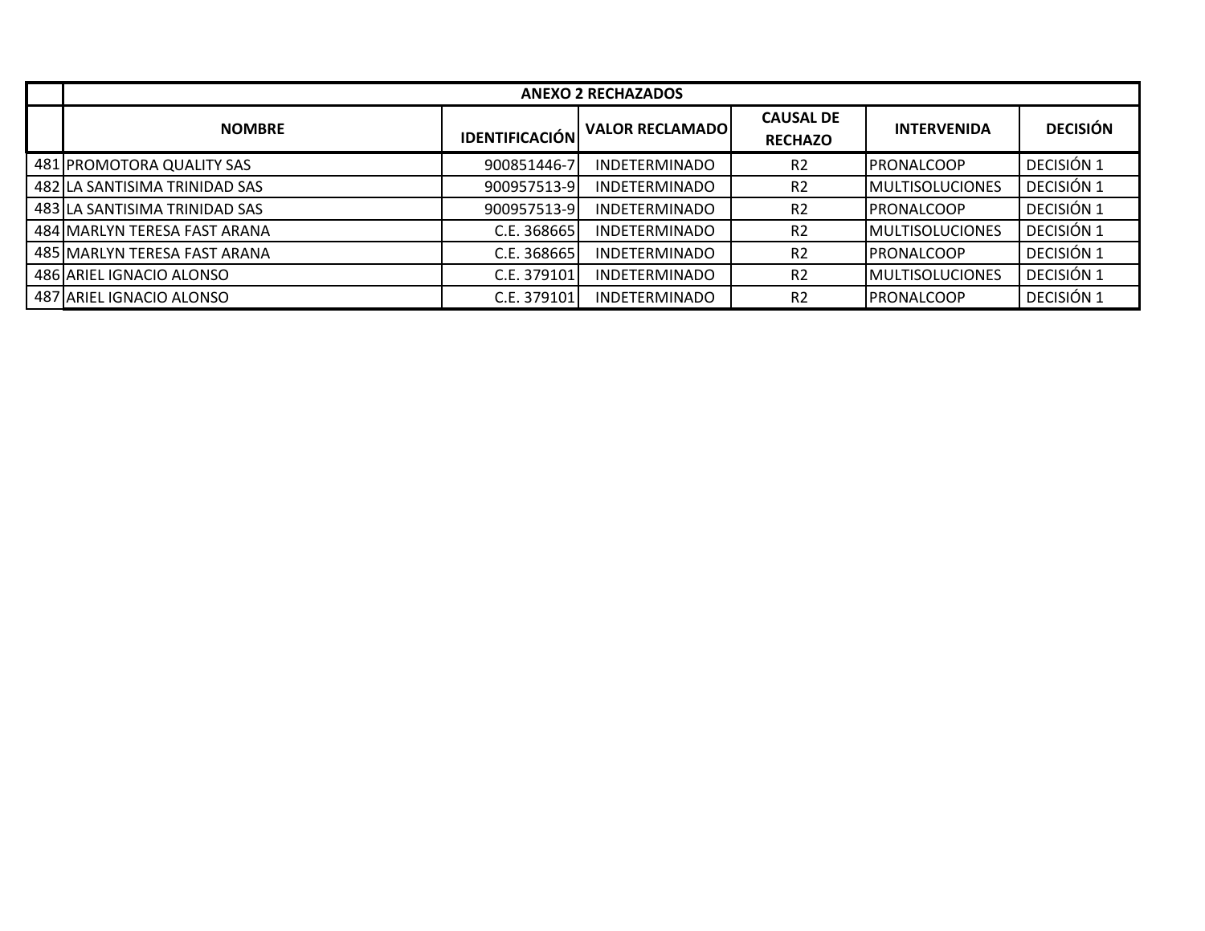| | ANEXO 2 RECHAZADOS | | | | | |
|---|---|---|---|---|---|---|
| | NOMBRE | IDENTIFICACIÓN | VALOR RECLAMADO | CAUSAL DE RECHAZO | INTERVENIDA | DECISIÓN |
| 481 | PROMOTORA QUALITY SAS | 900851446-7 | INDETERMINADO | R2 | PRONALCOOP | DECISIÓN 1 |
| 482 | LA SANTISIMA TRINIDAD SAS | 900957513-9 | INDETERMINADO | R2 | MULTISOLUCIONES | DECISIÓN 1 |
| 483 | LA SANTISIMA TRINIDAD SAS | 900957513-9 | INDETERMINADO | R2 | PRONALCOOP | DECISIÓN 1 |
| 484 | MARLYN TERESA FAST ARANA | C.E. 368665 | INDETERMINADO | R2 | MULTISOLUCIONES | DECISIÓN 1 |
| 485 | MARLYN TERESA FAST ARANA | C.E. 368665 | INDETERMINADO | R2 | PRONALCOOP | DECISIÓN 1 |
| 486 | ARIEL IGNACIO ALONSO | C.E. 379101 | INDETERMINADO | R2 | MULTISOLUCIONES | DECISIÓN 1 |
| 487 | ARIEL IGNACIO ALONSO | C.E. 379101 | INDETERMINADO | R2 | PRONALCOOP | DECISIÓN 1 |